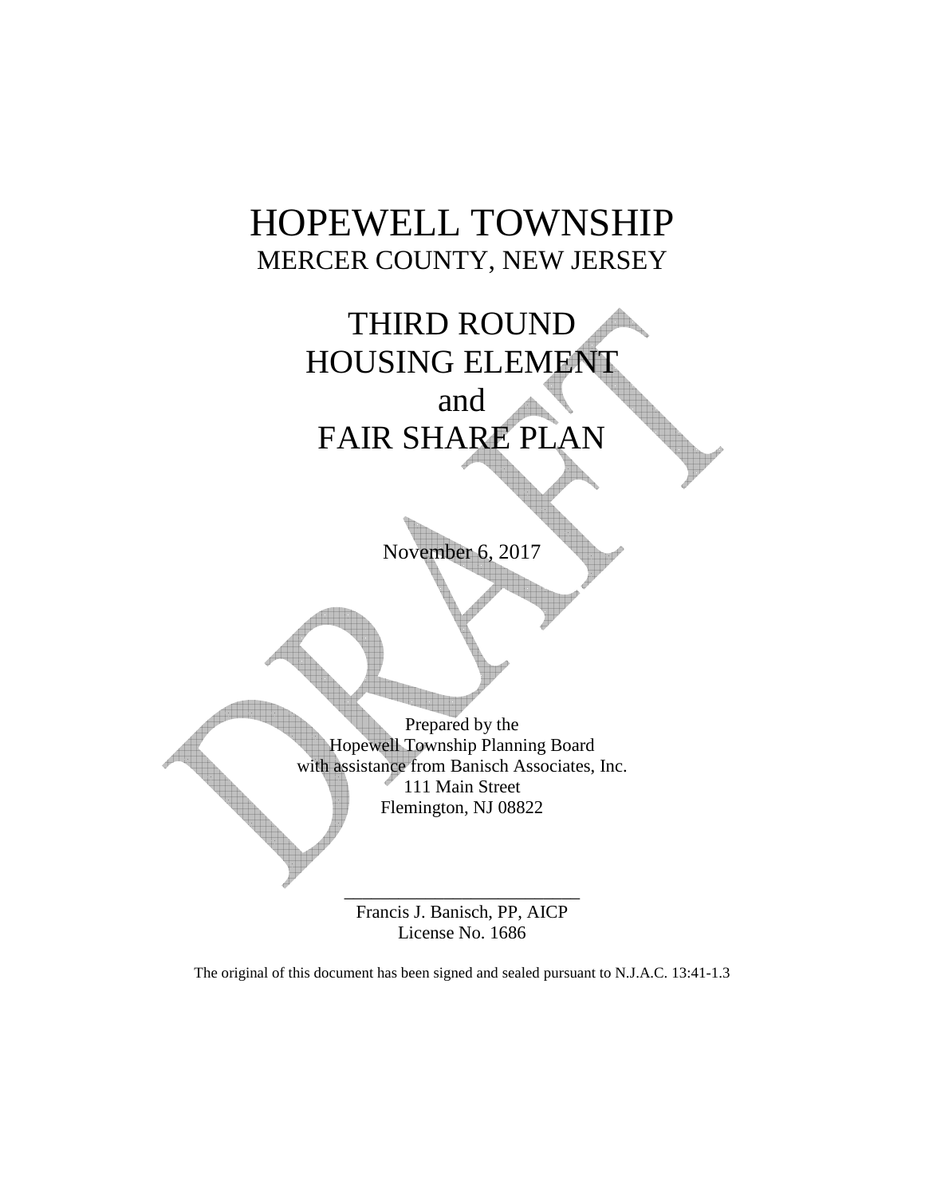# HOPEWELL TOWNSHIP

MERCER COUNTY, NEW JERSEY

# THIRD ROUND HOUSING ELEMENT and FAIR SHARE PLAN

November 6, 2017

Prepared by the
Hopewell Township Planning Board
with assistance from Banisch Associates, Inc.
111 Main Street
Flemington, NJ 08822

\_\_\_\_\_\_\_\_\_\_\_\_\_\_\_\_\_\_\_\_\_\_\_\_\_\_\_\_
Francis J. Banisch, PP, AICP
License No. 1686

The original of this document has been signed and sealed pursuant to N.J.A.C. 13:41-1.3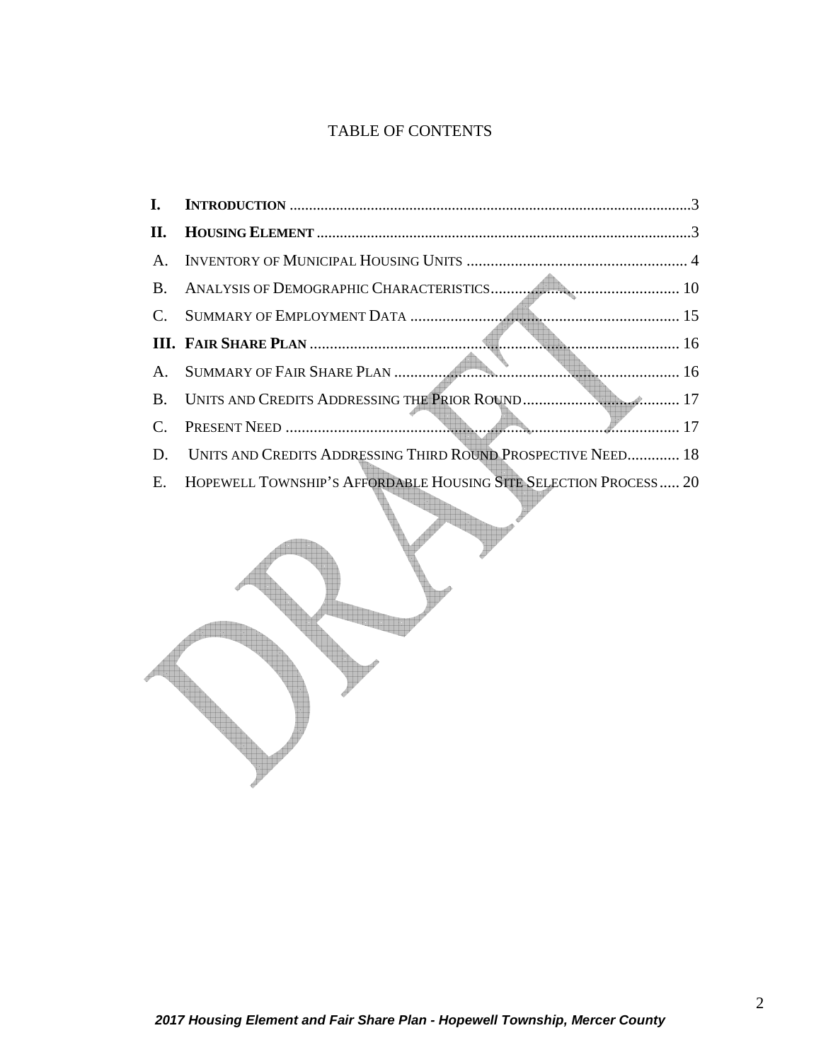# TABLE OF CONTENTS

**I. INTRODUCTION** ...................................................................................................3

**II. HOUSING ELEMENT** ...........................................................................................3

A. INVENTORY OF MUNICIPAL HOUSING UNITS ...................................................... 4

B. ANALYSIS OF DEMOGRAPHIC CHARACTERISTICS.............................................. 10

C. SUMMARY OF EMPLOYMENT DATA .................................................................. 15

**III. FAIR SHARE PLAN** ......................................................................................... 16

A. SUMMARY OF FAIR SHARE PLAN ..................................................................... 16

B. UNITS AND CREDITS ADDRESSING THE PRIOR ROUND....................................... 17

C. PRESENT NEED ................................................................................................ 17

D. UNITS AND CREDITS ADDRESSING THIRD ROUND PROSPECTIVE NEED............. 18

E. HOPEWELL TOWNSHIP'S AFFORDABLE HOUSING SITE SELECTION PROCESS..... 20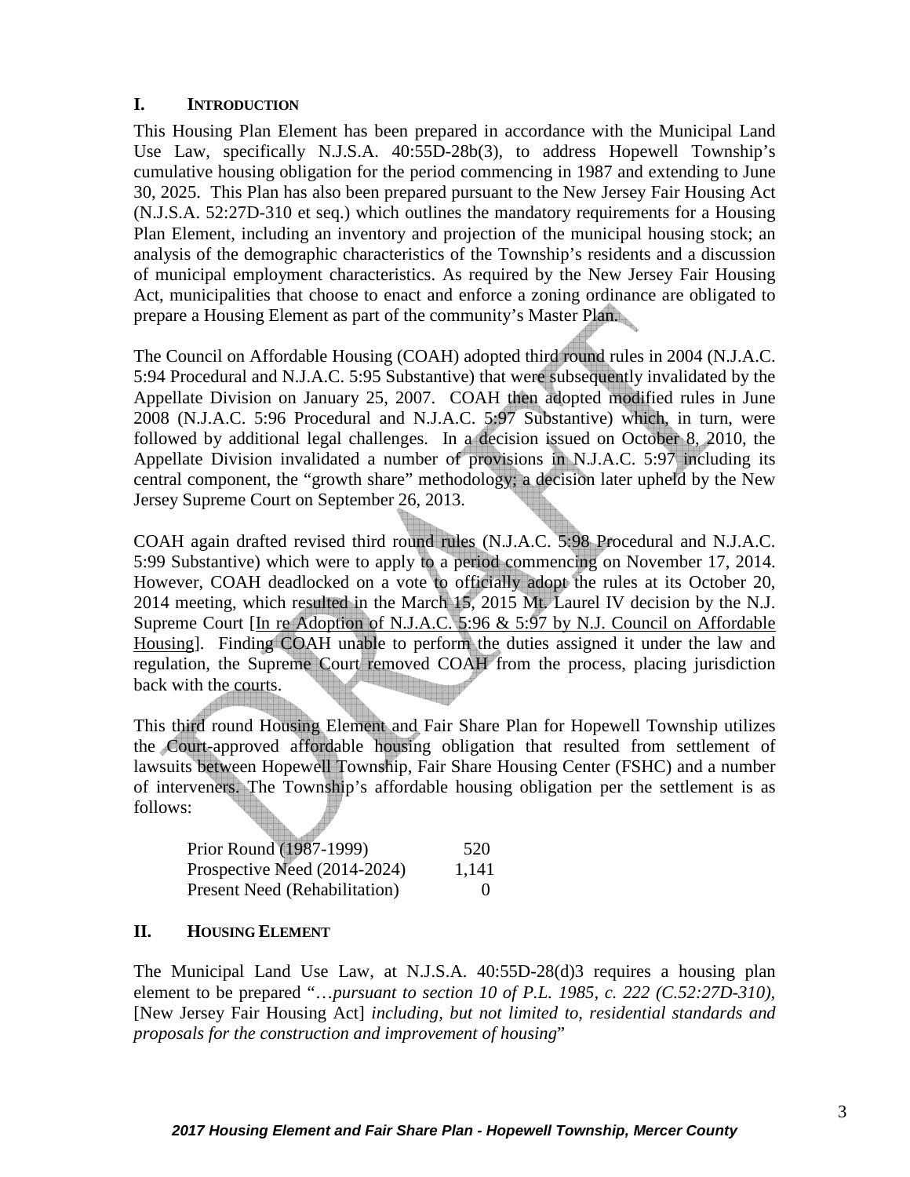## I. INTRODUCTION

This Housing Plan Element has been prepared in accordance with the Municipal Land Use Law, specifically N.J.S.A. 40:55D-28b(3), to address Hopewell Township's cumulative housing obligation for the period commencing in 1987 and extending to June 30, 2025. This Plan has also been prepared pursuant to the New Jersey Fair Housing Act (N.J.S.A. 52:27D-310 et seq.) which outlines the mandatory requirements for a Housing Plan Element, including an inventory and projection of the municipal housing stock; an analysis of the demographic characteristics of the Township's residents and a discussion of municipal employment characteristics. As required by the New Jersey Fair Housing Act, municipalities that choose to enact and enforce a zoning ordinance are obligated to prepare a Housing Element as part of the community's Master Plan.

The Council on Affordable Housing (COAH) adopted third round rules in 2004 (N.J.A.C. 5:94 Procedural and N.J.A.C. 5:95 Substantive) that were subsequently invalidated by the Appellate Division on January 25, 2007. COAH then adopted modified rules in June 2008 (N.J.A.C. 5:96 Procedural and N.J.A.C. 5:97 Substantive) which, in turn, were followed by additional legal challenges. In a decision issued on October 8, 2010, the Appellate Division invalidated a number of provisions in N.J.A.C. 5:97 including its central component, the "growth share" methodology; a decision later upheld by the New Jersey Supreme Court on September 26, 2013.

COAH again drafted revised third round rules (N.J.A.C. 5:98 Procedural and N.J.A.C. 5:99 Substantive) which were to apply to a period commencing on November 17, 2014. However, COAH deadlocked on a vote to officially adopt the rules at its October 20, 2014 meeting, which resulted in the March 15, 2015 Mt. Laurel IV decision by the N.J. Supreme Court [In re Adoption of N.J.A.C. 5:96 & 5:97 by N.J. Council on Affordable Housing]. Finding COAH unable to perform the duties assigned it under the law and regulation, the Supreme Court removed COAH from the process, placing jurisdiction back with the courts.

This third round Housing Element and Fair Share Plan for Hopewell Township utilizes the Court-approved affordable housing obligation that resulted from settlement of lawsuits between Hopewell Township, Fair Share Housing Center (FSHC) and a number of interveners. The Township's affordable housing obligation per the settlement is as follows:

| | |
|---|---|
| Prior Round (1987-1999) | 520 |
| Prospective Need (2014-2024) | 1,141 |
| Present Need (Rehabilitation) | 0 |

## II. HOUSING ELEMENT

The Municipal Land Use Law, at N.J.S.A. 40:55D-28(d)3 requires a housing plan element to be prepared "…*pursuant to section 10 of P.L. 1985, c. 222 (C.52:27D-310),* [New Jersey Fair Housing Act] *including, but not limited to, residential standards and proposals for the construction and improvement of housing*"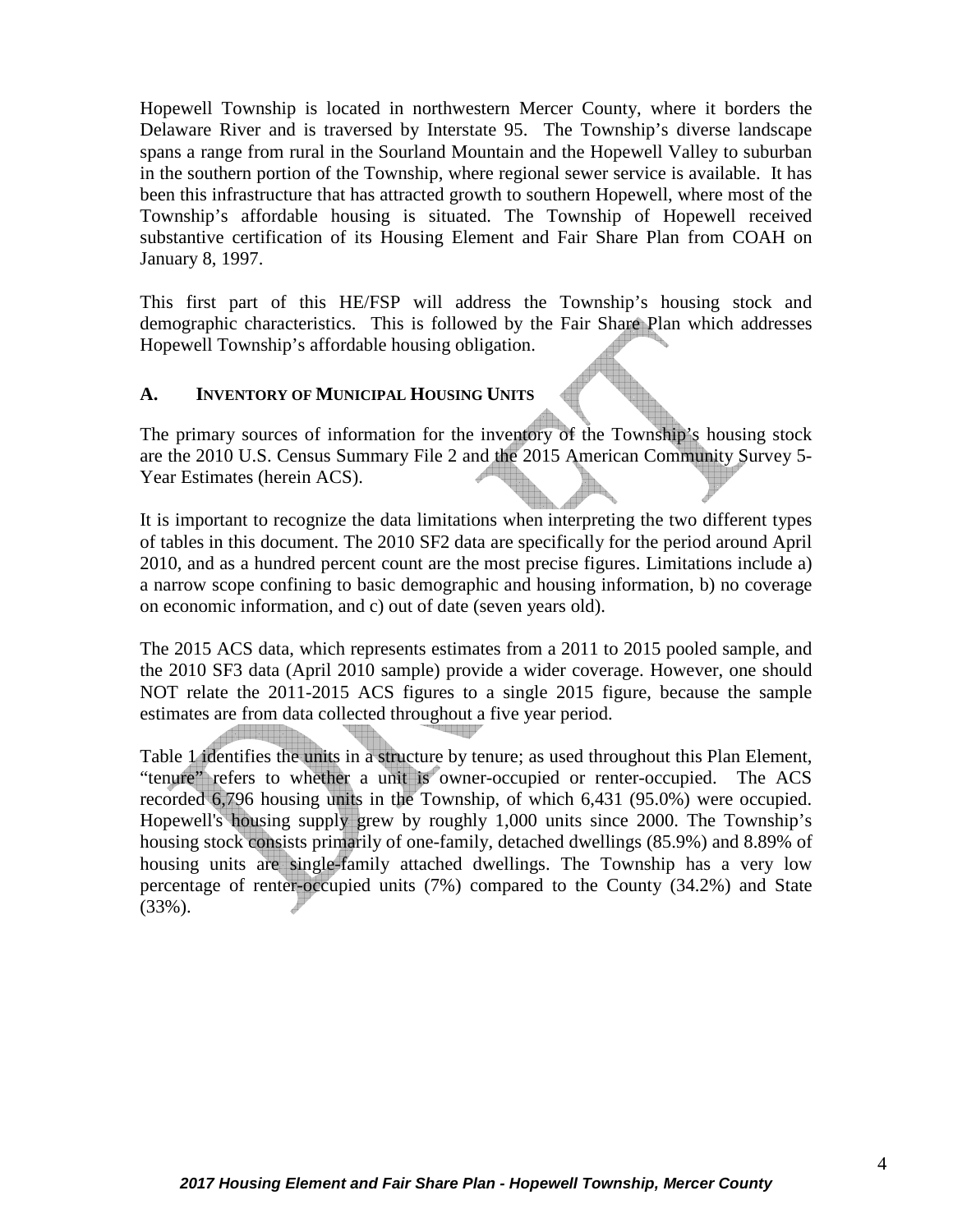Hopewell Township is located in northwestern Mercer County, where it borders the Delaware River and is traversed by Interstate 95. The Township's diverse landscape spans a range from rural in the Sourland Mountain and the Hopewell Valley to suburban in the southern portion of the Township, where regional sewer service is available. It has been this infrastructure that has attracted growth to southern Hopewell, where most of the Township's affordable housing is situated. The Township of Hopewell received substantive certification of its Housing Element and Fair Share Plan from COAH on January 8, 1997.

This first part of this HE/FSP will address the Township's housing stock and demographic characteristics. This is followed by the Fair Share Plan which addresses Hopewell Township's affordable housing obligation.

## A. INVENTORY OF MUNICIPAL HOUSING UNITS

The primary sources of information for the inventory of the Township's housing stock are the 2010 U.S. Census Summary File 2 and the 2015 American Community Survey 5-Year Estimates (herein ACS).

It is important to recognize the data limitations when interpreting the two different types of tables in this document. The 2010 SF2 data are specifically for the period around April 2010, and as a hundred percent count are the most precise figures. Limitations include a) a narrow scope confining to basic demographic and housing information, b) no coverage on economic information, and c) out of date (seven years old).

The 2015 ACS data, which represents estimates from a 2011 to 2015 pooled sample, and the 2010 SF3 data (April 2010 sample) provide a wider coverage. However, one should NOT relate the 2011-2015 ACS figures to a single 2015 figure, because the sample estimates are from data collected throughout a five year period.

Table 1 identifies the units in a structure by tenure; as used throughout this Plan Element, "tenure" refers to whether a unit is owner-occupied or renter-occupied. The ACS recorded 6,796 housing units in the Township, of which 6,431 (95.0%) were occupied. Hopewell's housing supply grew by roughly 1,000 units since 2000. The Township's housing stock consists primarily of one-family, detached dwellings (85.9%) and 8.89% of housing units are single-family attached dwellings. The Township has a very low percentage of renter-occupied units (7%) compared to the County (34.2%) and State (33%).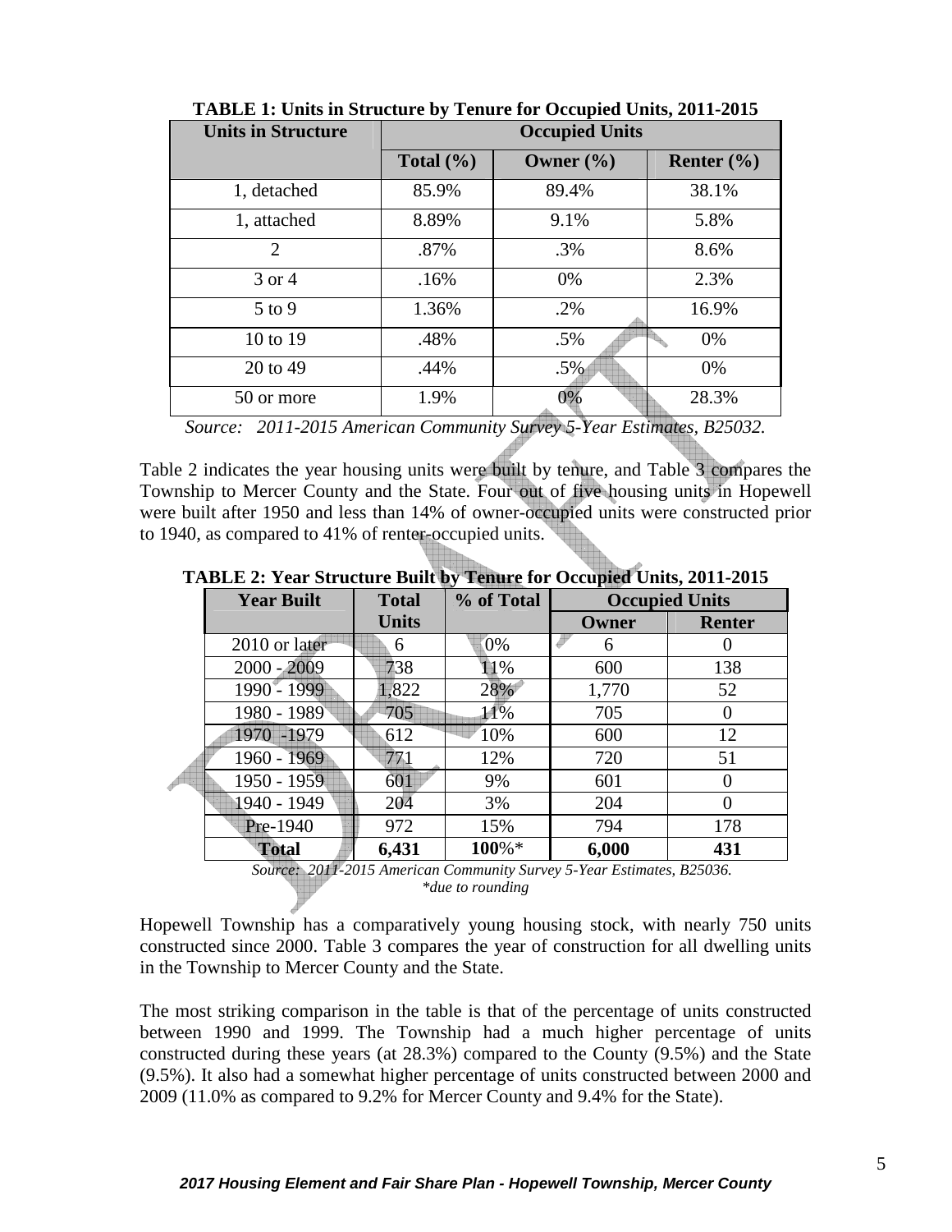**TABLE 1: Units in Structure by Tenure for Occupied Units, 2011-2015**

| Units in Structure | Occupied Units | | |
|---|---|---|---|
| | Total (%) | Owner (%) | Renter (%) |
| 1, detached | 85.9% | 89.4% | 38.1% |
| 1, attached | 8.89% | 9.1% | 5.8% |
| 2 | .87% | .3% | 8.6% |
| 3 or 4 | .16% | 0% | 2.3% |
| 5 to 9 | 1.36% | .2% | 16.9% |
| 10 to 19 | .48% | .5% | 0% |
| 20 to 49 | .44% | .5% | 0% |
| 50 or more | 1.9% | 0% | 28.3% |

*Source: 2011-2015 American Community Survey 5-Year Estimates, B25032.*

Table 2 indicates the year housing units were built by tenure, and Table 3 compares the Township to Mercer County and the State. Four out of five housing units in Hopewell were built after 1950 and less than 14% of owner-occupied units were constructed prior to 1940, as compared to 41% of renter-occupied units.

**TABLE 2: Year Structure Built by Tenure for Occupied Units, 2011-2015**

| Year Built | Total Units | % of Total | Occupied Units | |
|---|---|---|---|---|
| | | | Owner | Renter |
| 2010 or later | 6 | 0% | 6 | 0 |
| 2000 - 2009 | 738 | 11% | 600 | 138 |
| 1990 - 1999 | 1,822 | 28% | 1,770 | 52 |
| 1980 - 1989 | 705 | 11% | 705 | 0 |
| 1970 -1979 | 612 | 10% | 600 | 12 |
| 1960 - 1969 | 771 | 12% | 720 | 51 |
| 1950 - 1959 | 601 | 9% | 601 | 0 |
| 1940 - 1949 | 204 | 3% | 204 | 0 |
| Pre-1940 | 972 | 15% | 794 | 178 |
| **Total** | **6,431** | **100%*** | **6,000** | **431** |

*Source: 2011-2015 American Community Survey 5-Year Estimates, B25036.*
*\*due to rounding*

Hopewell Township has a comparatively young housing stock, with nearly 750 units constructed since 2000. Table 3 compares the year of construction for all dwelling units in the Township to Mercer County and the State.

The most striking comparison in the table is that of the percentage of units constructed between 1990 and 1999. The Township had a much higher percentage of units constructed during these years (at 28.3%) compared to the County (9.5%) and the State (9.5%). It also had a somewhat higher percentage of units constructed between 2000 and 2009 (11.0% as compared to 9.2% for Mercer County and 9.4% for the State).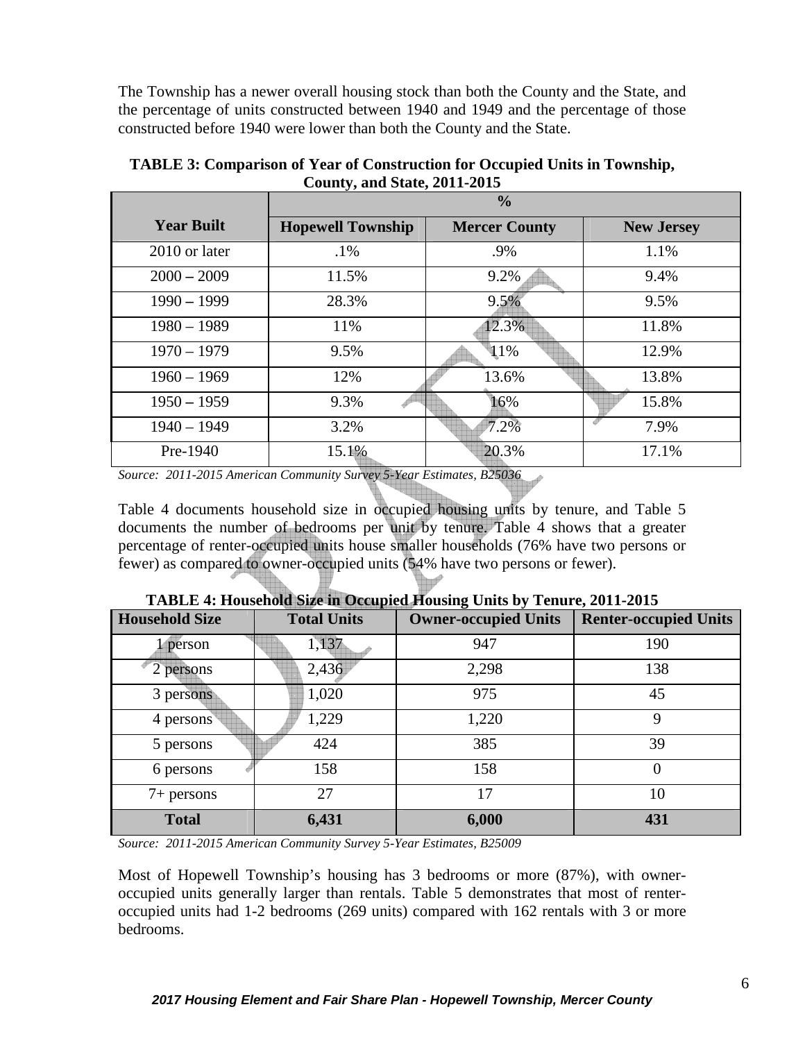The Township has a newer overall housing stock than both the County and the State, and the percentage of units constructed between 1940 and 1949 and the percentage of those constructed before 1940 were lower than both the County and the State.

**TABLE 3: Comparison of Year of Construction for Occupied Units in Township, County, and State, 2011-2015**

| | % | | |
|---|---|---|---|
| **Year Built** | **Hopewell Township** | **Mercer County** | **New Jersey** |
| 2010 or later | .1% | .9% | 1.1% |
| 2000 – 2009 | 11.5% | 9.2% | 9.4% |
| 1990 – 1999 | 28.3% | 9.5% | 9.5% |
| 1980 – 1989 | 11% | 12.3% | 11.8% |
| 1970 – 1979 | 9.5% | 11% | 12.9% |
| 1960 – 1969 | 12% | 13.6% | 13.8% |
| 1950 – 1959 | 9.3% | 16% | 15.8% |
| 1940 – 1949 | 3.2% | 7.2% | 7.9% |
| Pre-1940 | 15.1% | 20.3% | 17.1% |

*Source: 2011-2015 American Community Survey 5-Year Estimates, B25036*

Table 4 documents household size in occupied housing units by tenure, and Table 5 documents the number of bedrooms per unit by tenure. Table 4 shows that a greater percentage of renter-occupied units house smaller households (76% have two persons or fewer) as compared to owner-occupied units (54% have two persons or fewer).

**TABLE 4: Household Size in Occupied Housing Units by Tenure, 2011-2015**

| Household Size | Total Units | Owner-occupied Units | Renter-occupied Units |
|---|---|---|---|
| 1 person | 1,137 | 947 | 190 |
| 2 persons | 2,436 | 2,298 | 138 |
| 3 persons | 1,020 | 975 | 45 |
| 4 persons | 1,229 | 1,220 | 9 |
| 5 persons | 424 | 385 | 39 |
| 6 persons | 158 | 158 | 0 |
| 7+ persons | 27 | 17 | 10 |
| **Total** | **6,431** | **6,000** | **431** |

*Source: 2011-2015 American Community Survey 5-Year Estimates, B25009*

Most of Hopewell Township's housing has 3 bedrooms or more (87%), with owner-occupied units generally larger than rentals. Table 5 demonstrates that most of renter-occupied units had 1-2 bedrooms (269 units) compared with 162 rentals with 3 or more bedrooms.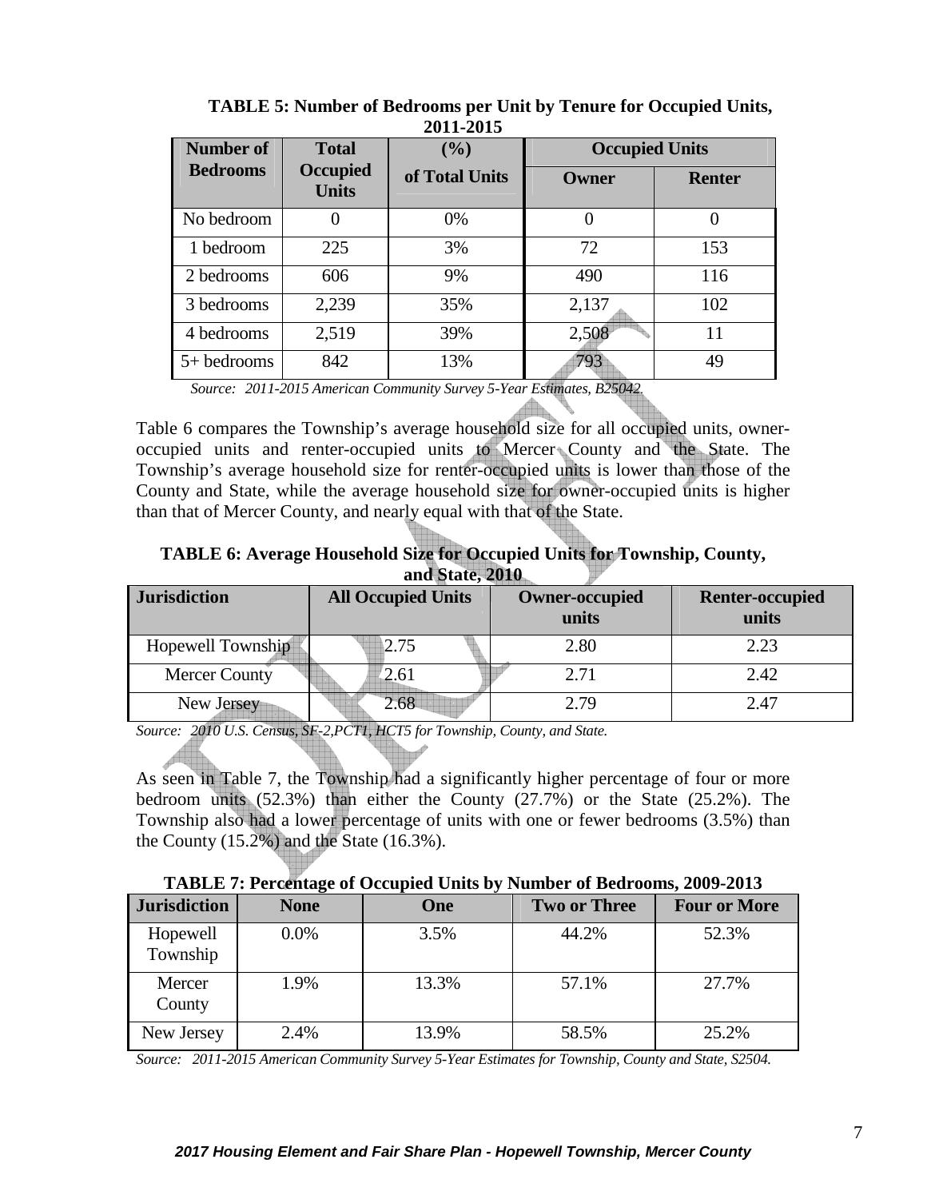**TABLE 5: Number of Bedrooms per Unit by Tenure for Occupied Units, 2011-2015**

| Number of Bedrooms | Total Occupied Units | (%) of Total Units | Occupied Units | |
|---|---|---|---|---|
| | | | Owner | Renter |
| No bedroom | 0 | 0% | 0 | 0 |
| 1 bedroom | 225 | 3% | 72 | 153 |
| 2 bedrooms | 606 | 9% | 490 | 116 |
| 3 bedrooms | 2,239 | 35% | 2,137 | 102 |
| 4 bedrooms | 2,519 | 39% | 2,508 | 11 |
| 5+ bedrooms | 842 | 13% | 793 | 49 |

*Source: 2011-2015 American Community Survey 5-Year Estimates, B25042.*

Table 6 compares the Township's average household size for all occupied units, owner-occupied units and renter-occupied units to Mercer County and the State. The Township's average household size for renter-occupied units is lower than those of the County and State, while the average household size for owner-occupied units is higher than that of Mercer County, and nearly equal with that of the State.

**TABLE 6: Average Household Size for Occupied Units for Township, County, and State, 2010**

| Jurisdiction | All Occupied Units | Owner-occupied units | Renter-occupied units |
|---|---|---|---|
| Hopewell Township | 2.75 | 2.80 | 2.23 |
| Mercer County | 2.61 | 2.71 | 2.42 |
| New Jersey | 2.68 | 2.79 | 2.47 |

*Source: 2010 U.S. Census, SF-2,PCT1, HCT5 for Township, County, and State.*

As seen in Table 7, the Township had a significantly higher percentage of four or more bedroom units (52.3%) than either the County (27.7%) or the State (25.2%). The Township also had a lower percentage of units with one or fewer bedrooms (3.5%) than the County (15.2%) and the State (16.3%).

**TABLE 7: Percentage of Occupied Units by Number of Bedrooms, 2009-2013**

| Jurisdiction | None | One | Two or Three | Four or More |
|---|---|---|---|---|
| Hopewell Township | 0.0% | 3.5% | 44.2% | 52.3% |
| Mercer County | 1.9% | 13.3% | 57.1% | 27.7% |
| New Jersey | 2.4% | 13.9% | 58.5% | 25.2% |

*Source: 2011-2015 American Community Survey 5-Year Estimates for Township, County and State, S2504.*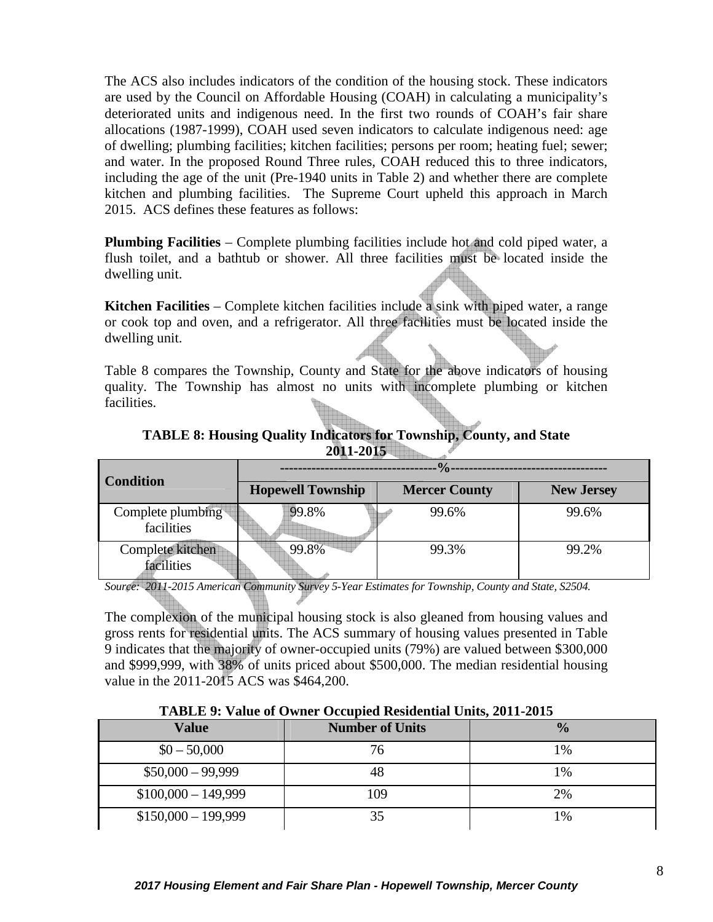The ACS also includes indicators of the condition of the housing stock. These indicators are used by the Council on Affordable Housing (COAH) in calculating a municipality's deteriorated units and indigenous need. In the first two rounds of COAH's fair share allocations (1987-1999), COAH used seven indicators to calculate indigenous need: age of dwelling; plumbing facilities; kitchen facilities; persons per room; heating fuel; sewer; and water. In the proposed Round Three rules, COAH reduced this to three indicators, including the age of the unit (Pre-1940 units in Table 2) and whether there are complete kitchen and plumbing facilities. The Supreme Court upheld this approach in March 2015. ACS defines these features as follows:

**Plumbing Facilities** – Complete plumbing facilities include hot and cold piped water, a flush toilet, and a bathtub or shower. All three facilities must be located inside the dwelling unit.

**Kitchen Facilities** – Complete kitchen facilities include a sink with piped water, a range or cook top and oven, and a refrigerator. All three facilities must be located inside the dwelling unit.

Table 8 compares the Township, County and State for the above indicators of housing quality. The Township has almost no units with incomplete plumbing or kitchen facilities.

**TABLE 8: Housing Quality Indicators for Township, County, and State 2011-2015**

| Condition | ----------------------------------%---------------------------------- | | |
|---|---|---|---|
| | **Hopewell Township** | **Mercer County** | **New Jersey** |
| Complete plumbing facilities | 99.8% | 99.6% | 99.6% |
| Complete kitchen facilities | 99.8% | 99.3% | 99.2% |

*Source: 2011-2015 American Community Survey 5-Year Estimates for Township, County and State, S2504.*

The complexion of the municipal housing stock is also gleaned from housing values and gross rents for residential units. The ACS summary of housing values presented in Table 9 indicates that the majority of owner-occupied units (79%) are valued between $300,000 and $999,999, with 38% of units priced about $500,000. The median residential housing value in the 2011-2015 ACS was $464,200.

**TABLE 9: Value of Owner Occupied Residential Units, 2011-2015**

| Value | Number of Units | % |
|---|---|---|
| $0 – 50,000 | 76 | 1% |
| $50,000 – 99,999 | 48 | 1% |
| $100,000 – 149,999 | 109 | 2% |
| $150,000 – 199,999 | 35 | 1% |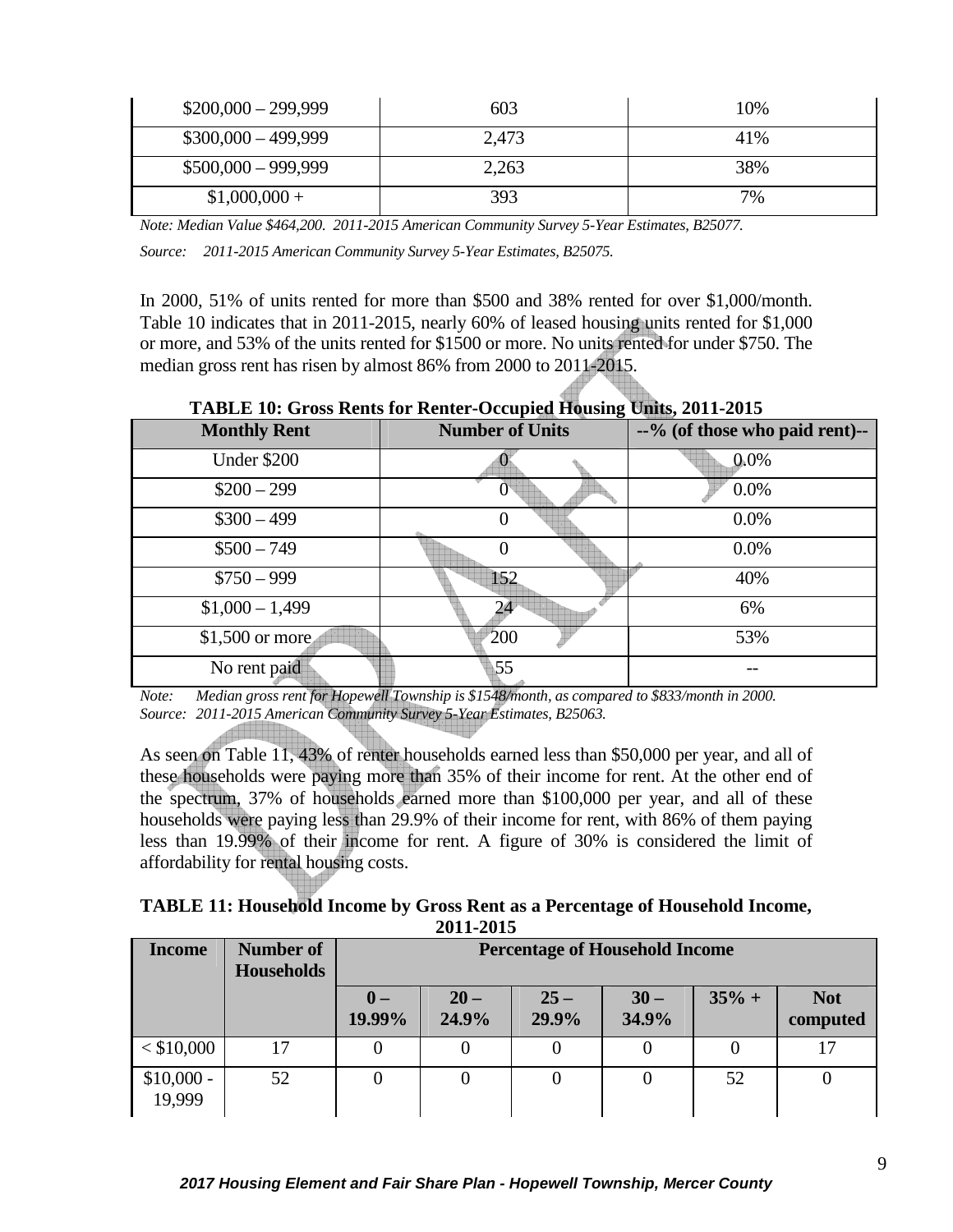| $200,000 – 299,999 | 603 | 10% |
|---|---|---|
| $300,000 – 499,999 | 2,473 | 41% |
| $500,000 – 999,999 | 2,263 | 38% |
| $1,000,000 + | 393 | 7% |

*Note: Median Value $464,200. 2011-2015 American Community Survey 5-Year Estimates, B25077.*

*Source: 2011-2015 American Community Survey 5-Year Estimates, B25075.*

In 2000, 51% of units rented for more than $500 and 38% rented for over $1,000/month. Table 10 indicates that in 2011-2015, nearly 60% of leased housing units rented for $1,000 or more, and 53% of the units rented for $1500 or more. No units rented for under $750. The median gross rent has risen by almost 86% from 2000 to 2011-2015.

**TABLE 10: Gross Rents for Renter-Occupied Housing Units, 2011-2015**

| Monthly Rent | Number of Units | --% (of those who paid rent)-- |
|---|---|---|
| Under $200 | 0 | 0.0% |
| $200 – 299 | 0 | 0.0% |
| $300 – 499 | 0 | 0.0% |
| $500 – 749 | 0 | 0.0% |
| $750 – 999 | 152 | 40% |
| $1,000 – 1,499 | 24 | 6% |
| $1,500 or more | 200 | 53% |
| No rent paid | 55 | -- |

*Note: Median gross rent for Hopewell Township is $1548/month, as compared to $833/month in 2000.*
*Source: 2011-2015 American Community Survey 5-Year Estimates, B25063.*

As seen on Table 11, 43% of renter households earned less than $50,000 per year, and all of these households were paying more than 35% of their income for rent. At the other end of the spectrum, 37% of households earned more than $100,000 per year, and all of these households were paying less than 29.9% of their income for rent, with 86% of them paying less than 19.99% of their income for rent. A figure of 30% is considered the limit of affordability for rental housing costs.

**TABLE 11: Household Income by Gross Rent as a Percentage of Household Income, 2011-2015**

| Income | Number of Households | Percentage of Household Income | | | | | |
|---|---|---|---|---|---|---|---|
| | | 0 – 19.99% | 20 – 24.9% | 25 – 29.9% | 30 – 34.9% | 35% + | Not computed |
| < $10,000 | 17 | 0 | 0 | 0 | 0 | 0 | 17 |
| $10,000 - 19,999 | 52 | 0 | 0 | 0 | 0 | 52 | 0 |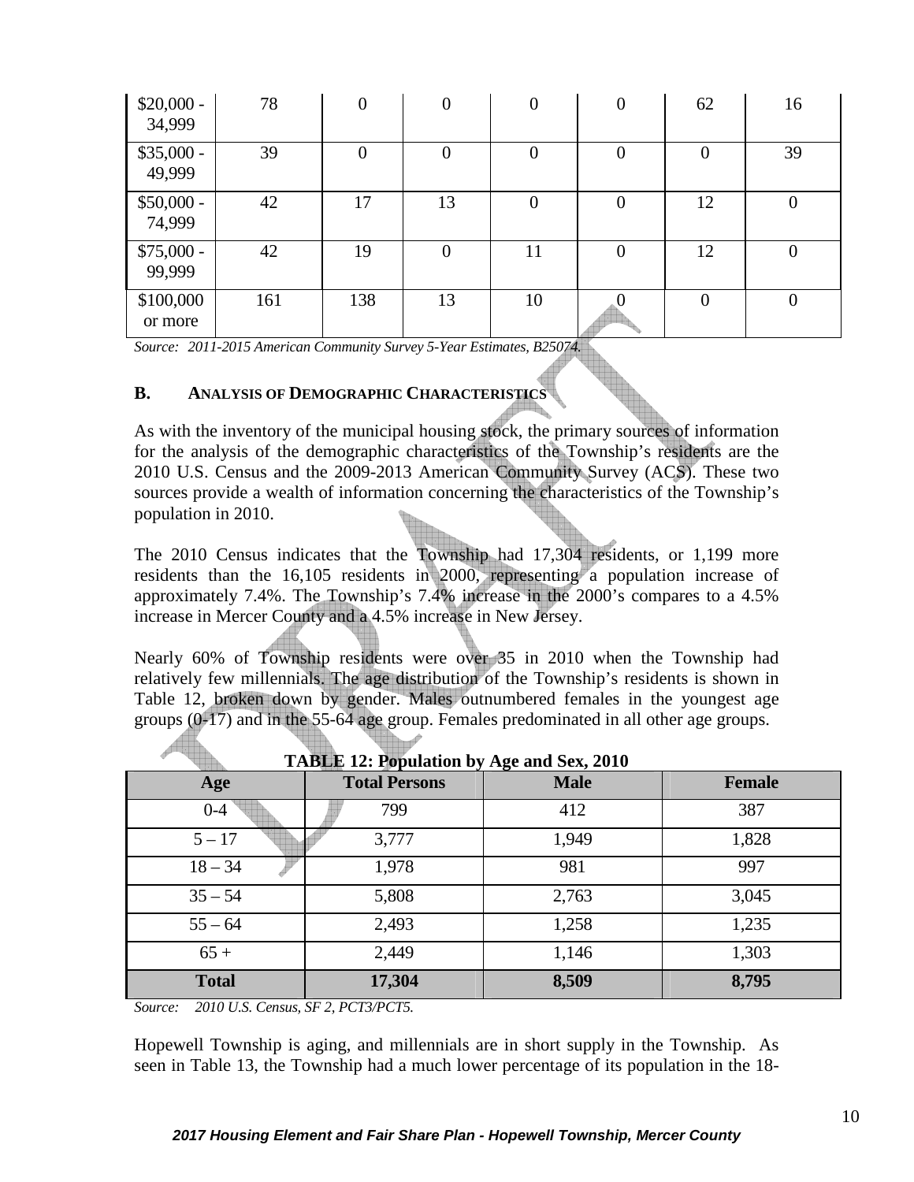| \$20,000 - 34,999 | 78 | 0 | 0 | 0 | 0 | 62 | 16 |
|---|---|---|---|---|---|---|---|
| \$35,000 - 49,999 | 39 | 0 | 0 | 0 | 0 | 0 | 39 |
| \$50,000 - 74,999 | 42 | 17 | 13 | 0 | 0 | 12 | 0 |
| \$75,000 - 99,999 | 42 | 19 | 0 | 11 | 0 | 12 | 0 |
| \$100,000 or more | 161 | 138 | 13 | 10 | 0 | 0 | 0 |

*Source: 2011-2015 American Community Survey 5-Year Estimates, B25074.*

### B. ANALYSIS OF DEMOGRAPHIC CHARACTERISTICS

As with the inventory of the municipal housing stock, the primary sources of information for the analysis of the demographic characteristics of the Township's residents are the 2010 U.S. Census and the 2009-2013 American Community Survey (ACS). These two sources provide a wealth of information concerning the characteristics of the Township's population in 2010.

The 2010 Census indicates that the Township had 17,304 residents, or 1,199 more residents than the 16,105 residents in 2000, representing a population increase of approximately 7.4%. The Township's 7.4% increase in the 2000's compares to a 4.5% increase in Mercer County and a 4.5% increase in New Jersey.

Nearly 60% of Township residents were over 35 in 2010 when the Township had relatively few millennials. The age distribution of the Township's residents is shown in Table 12, broken down by gender. Males outnumbered females in the youngest age groups (0-17) and in the 55-64 age group. Females predominated in all other age groups.

**TABLE 12: Population by Age and Sex, 2010**

| Age | Total Persons | Male | Female |
|---|---|---|---|
| 0-4 | 799 | 412 | 387 |
| 5 – 17 | 3,777 | 1,949 | 1,828 |
| 18 – 34 | 1,978 | 981 | 997 |
| 35 – 54 | 5,808 | 2,763 | 3,045 |
| 55 – 64 | 2,493 | 1,258 | 1,235 |
| 65 + | 2,449 | 1,146 | 1,303 |
| **Total** | **17,304** | **8,509** | **8,795** |

*Source: 2010 U.S. Census, SF 2, PCT3/PCT5.*

Hopewell Township is aging, and millennials are in short supply in the Township. As seen in Table 13, the Township had a much lower percentage of its population in the 18-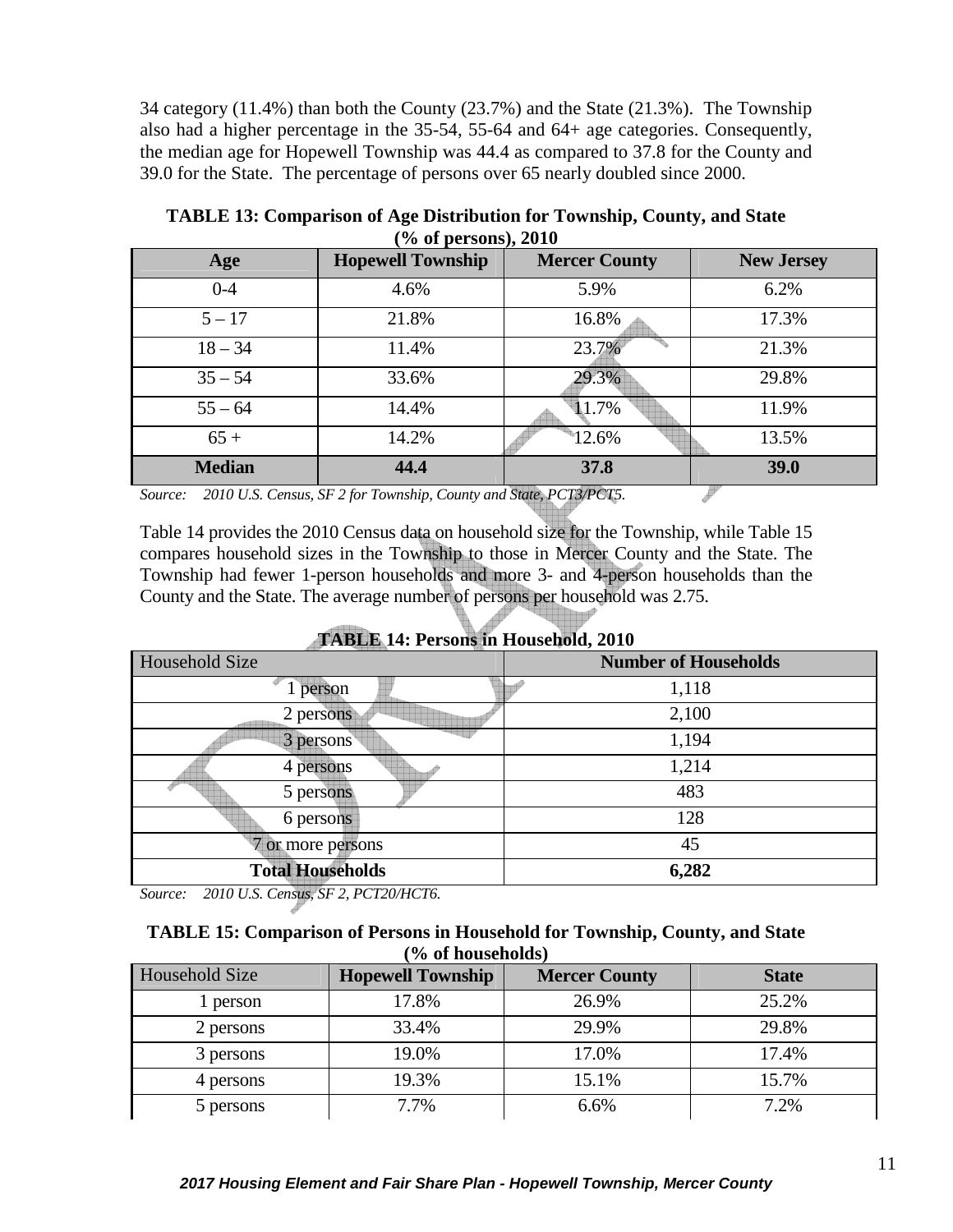34 category (11.4%) than both the County (23.7%) and the State (21.3%). The Township also had a higher percentage in the 35-54, 55-64 and 64+ age categories. Consequently, the median age for Hopewell Township was 44.4 as compared to 37.8 for the County and 39.0 for the State. The percentage of persons over 65 nearly doubled since 2000.

**TABLE 13: Comparison of Age Distribution for Township, County, and State (% of persons), 2010**

| Age | Hopewell Township | Mercer County | New Jersey |
|---|---|---|---|
| 0-4 | 4.6% | 5.9% | 6.2% |
| 5 – 17 | 21.8% | 16.8% | 17.3% |
| 18 – 34 | 11.4% | 23.7% | 21.3% |
| 35 – 54 | 33.6% | 29.3% | 29.8% |
| 55 – 64 | 14.4% | 11.7% | 11.9% |
| 65 + | 14.2% | 12.6% | 13.5% |
| **Median** | **44.4** | **37.8** | **39.0** |

*Source: 2010 U.S. Census, SF 2 for Township, County and State, PCT3/PCT5.*

Table 14 provides the 2010 Census data on household size for the Township, while Table 15 compares household sizes in the Township to those in Mercer County and the State. The Township had fewer 1-person households and more 3- and 4-person households than the County and the State. The average number of persons per household was 2.75.

**TABLE 14: Persons in Household, 2010**

| Household Size | Number of Households |
|---|---|
| 1 person | 1,118 |
| 2 persons | 2,100 |
| 3 persons | 1,194 |
| 4 persons | 1,214 |
| 5 persons | 483 |
| 6 persons | 128 |
| 7 or more persons | 45 |
| **Total Households** | **6,282** |

*Source: 2010 U.S. Census, SF 2, PCT20/HCT6.*

**TABLE 15: Comparison of Persons in Household for Township, County, and State (% of households)**

| Household Size | Hopewell Township | Mercer County | State |
|---|---|---|---|
| 1 person | 17.8% | 26.9% | 25.2% |
| 2 persons | 33.4% | 29.9% | 29.8% |
| 3 persons | 19.0% | 17.0% | 17.4% |
| 4 persons | 19.3% | 15.1% | 15.7% |
| 5 persons | 7.7% | 6.6% | 7.2% |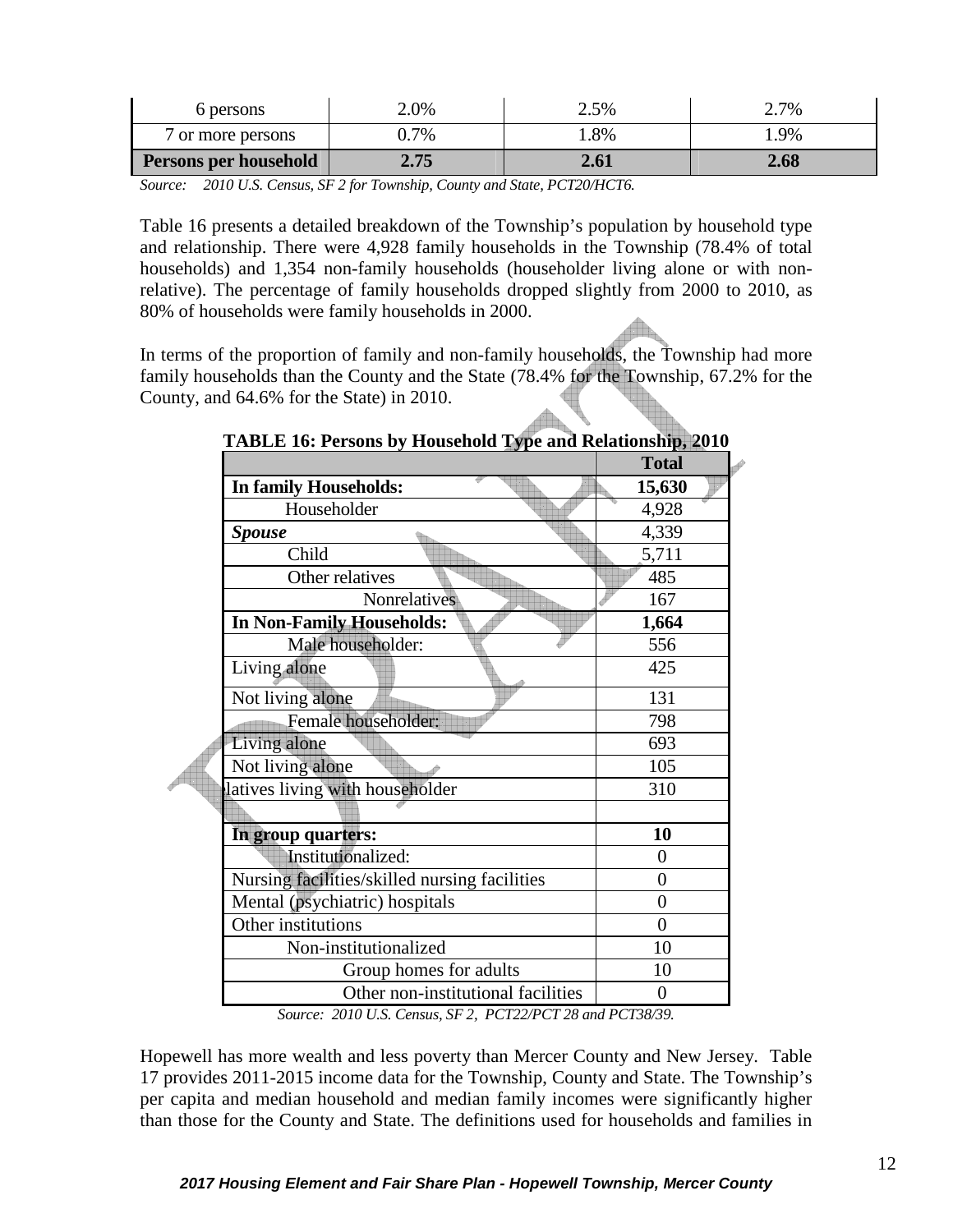| 6 persons | 2.0% | 2.5% | 2.7% |
|---|---|---|---|
| 7 or more persons | 0.7% | 1.8% | 1.9% |
| **Persons per household** | **2.75** | **2.61** | **2.68** |

*Source: 2010 U.S. Census, SF 2 for Township, County and State, PCT20/HCT6.*

Table 16 presents a detailed breakdown of the Township's population by household type and relationship. There were 4,928 family households in the Township (78.4% of total households) and 1,354 non-family households (householder living alone or with non-relative). The percentage of family households dropped slightly from 2000 to 2010, as 80% of households were family households in 2000.

In terms of the proportion of family and non-family households, the Township had more family households than the County and the State (78.4% for the Township, 67.2% for the County, and 64.6% for the State) in 2010.

**TABLE 16: Persons by Household Type and Relationship, 2010**

| | **Total** |
|---|---|
| **In family Households:** | **15,630** |
| Householder | 4,928 |
| ***Spouse*** | 4,339 |
| Child | 5,711 |
| Other relatives | 485 |
| Nonrelatives | 167 |
| **In Non-Family Households:** | **1,664** |
| Male householder: | 556 |
| Living alone | 425 |
| Not living alone | 131 |
| Female householder: | 798 |
| Living alone | 693 |
| Not living alone | 105 |
| latives living with householder | 310 |
| | |
| **In group quarters:** | **10** |
| Institutionalized: | 0 |
| Nursing facilities/skilled nursing facilities | 0 |
| Mental (psychiatric) hospitals | 0 |
| Other institutions | 0 |
| Non-institutionalized | 10 |
| Group homes for adults | 10 |
| Other non-institutional facilities | 0 |

*Source: 2010 U.S. Census, SF 2, PCT22/PCT 28 and PCT38/39.*

Hopewell has more wealth and less poverty than Mercer County and New Jersey. Table 17 provides 2011-2015 income data for the Township, County and State. The Township's per capita and median household and median family incomes were significantly higher than those for the County and State. The definitions used for households and families in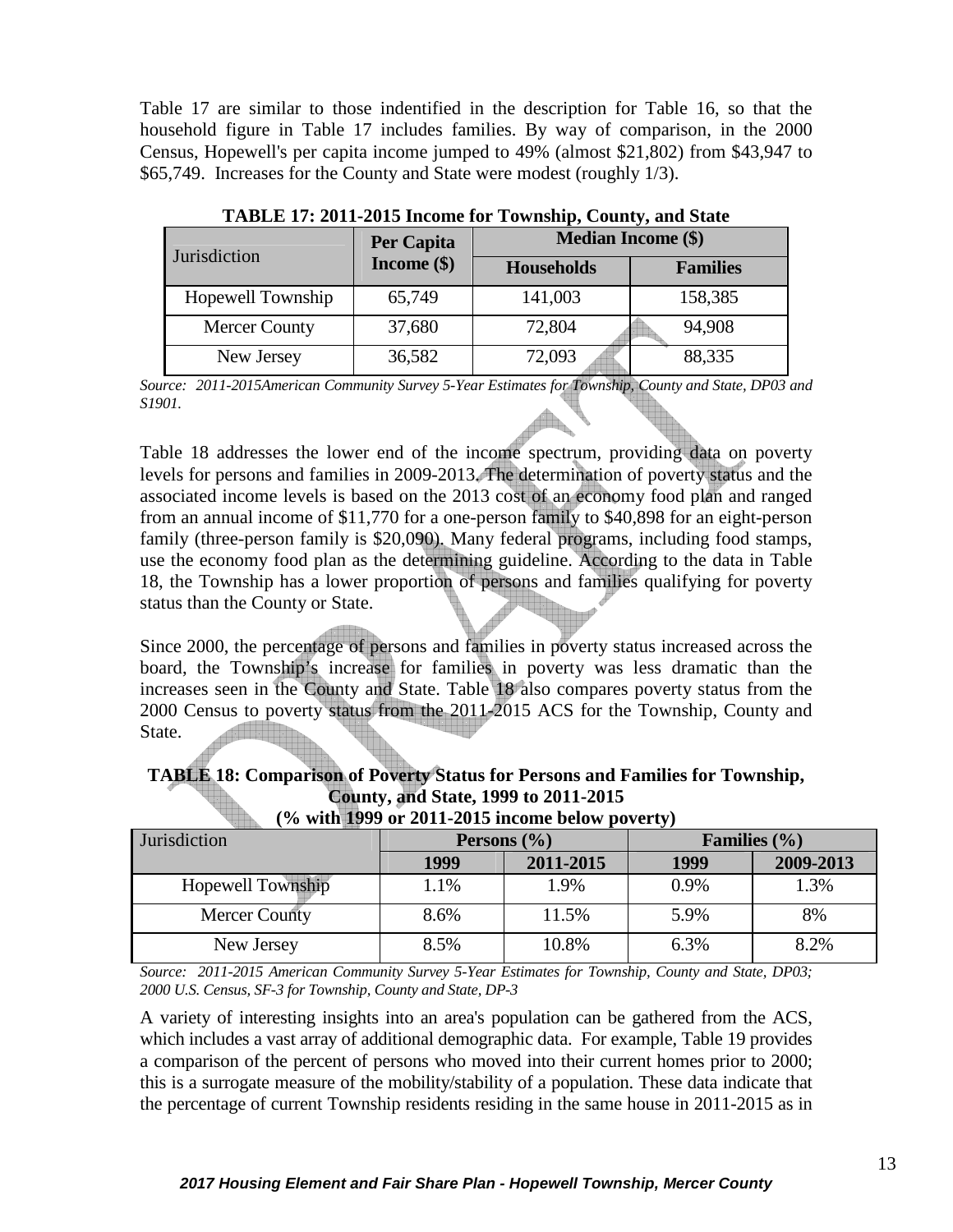Table 17 are similar to those indentified in the description for Table 16, so that the household figure in Table 17 includes families. By way of comparison, in the 2000 Census, Hopewell's per capita income jumped to 49% (almost $21,802) from $43,947 to $65,749. Increases for the County and State were modest (roughly 1/3).

**TABLE 17: 2011-2015 Income for Township, County, and State**

| Jurisdiction | Per Capita Income ($) | Median Income ($) | |
|---|---|---|---|
| | | **Households** | **Families** |
| Hopewell Township | 65,749 | 141,003 | 158,385 |
| Mercer County | 37,680 | 72,804 | 94,908 |
| New Jersey | 36,582 | 72,093 | 88,335 |

*Source: 2011-2015American Community Survey 5-Year Estimates for Township, County and State, DP03 and S1901.*

Table 18 addresses the lower end of the income spectrum, providing data on poverty levels for persons and families in 2009-2013. The determination of poverty status and the associated income levels is based on the 2013 cost of an economy food plan and ranged from an annual income of $11,770 for a one-person family to $40,898 for an eight-person family (three-person family is $20,090). Many federal programs, including food stamps, use the economy food plan as the determining guideline. According to the data in Table 18, the Township has a lower proportion of persons and families qualifying for poverty status than the County or State.

Since 2000, the percentage of persons and families in poverty status increased across the board, the Township's increase for families in poverty was less dramatic than the increases seen in the County and State. Table 18 also compares poverty status from the 2000 Census to poverty status from the 2011-2015 ACS for the Township, County and State.

**TABLE 18: Comparison of Poverty Status for Persons and Families for Township, County, and State, 1999 to 2011-2015**
**(% with 1999 or 2011-2015 income below poverty)**

| Jurisdiction | Persons (%) | | Families (%) | |
|---|---|---|---|---|
| | **1999** | **2011-2015** | **1999** | **2009-2013** |
| Hopewell Township | 1.1% | 1.9% | 0.9% | 1.3% |
| Mercer County | 8.6% | 11.5% | 5.9% | 8% |
| New Jersey | 8.5% | 10.8% | 6.3% | 8.2% |

*Source: 2011-2015 American Community Survey 5-Year Estimates for Township, County and State, DP03; 2000 U.S. Census, SF-3 for Township, County and State, DP-3*

A variety of interesting insights into an area's population can be gathered from the ACS, which includes a vast array of additional demographic data. For example, Table 19 provides a comparison of the percent of persons who moved into their current homes prior to 2000; this is a surrogate measure of the mobility/stability of a population. These data indicate that the percentage of current Township residents residing in the same house in 2011-2015 as in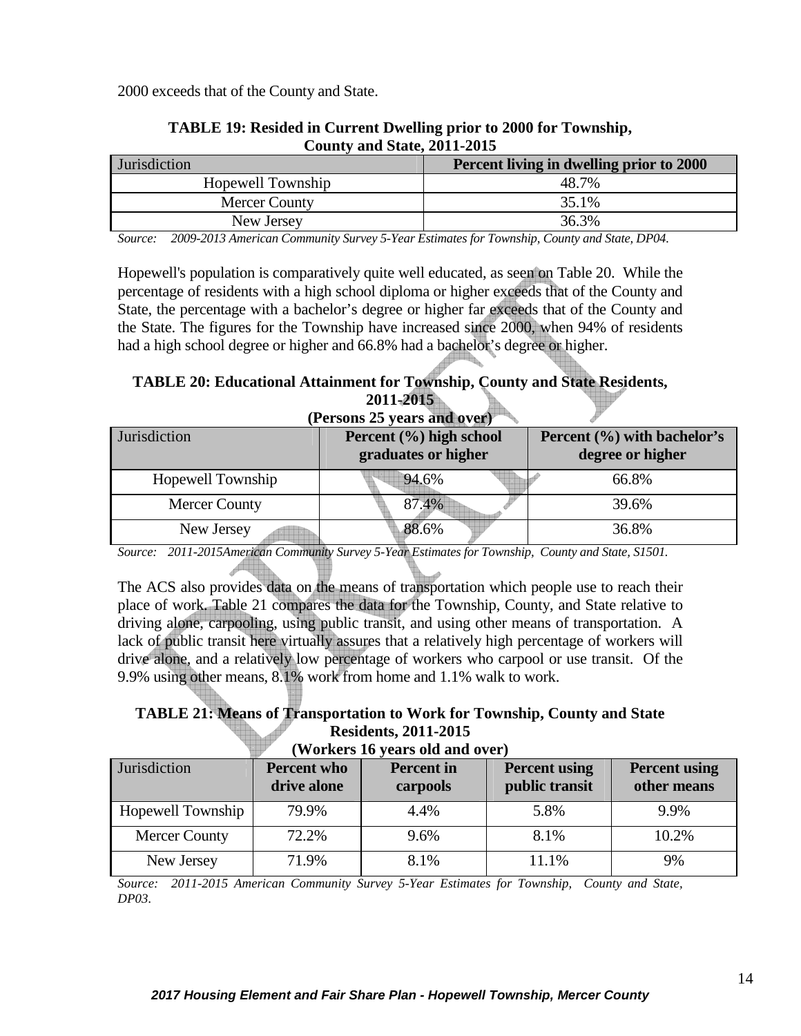2000 exceeds that of the County and State.

**TABLE 19: Resided in Current Dwelling prior to 2000 for Township, County and State, 2011-2015**

| Jurisdiction | Percent living in dwelling prior to 2000 |
|---|---|
| Hopewell Township | 48.7% |
| Mercer County | 35.1% |
| New Jersey | 36.3% |

*Source: 2009-2013 American Community Survey 5-Year Estimates for Township, County and State, DP04.*

Hopewell's population is comparatively quite well educated, as seen on Table 20. While the percentage of residents with a high school diploma or higher exceeds that of the County and State, the percentage with a bachelor's degree or higher far exceeds that of the County and the State. The figures for the Township have increased since 2000, when 94% of residents had a high school degree or higher and 66.8% had a bachelor's degree or higher.

**TABLE 20: Educational Attainment for Township, County and State Residents, 2011-2015 (Persons 25 years and over)**

| Jurisdiction | Percent (%) high school graduates or higher | Percent (%) with bachelor's degree or higher |
|---|---|---|
| Hopewell Township | 94.6% | 66.8% |
| Mercer County | 87.4% | 39.6% |
| New Jersey | 88.6% | 36.8% |

*Source: 2011-2015American Community Survey 5-Year Estimates for Township, County and State, S1501.*

The ACS also provides data on the means of transportation which people use to reach their place of work. Table 21 compares the data for the Township, County, and State relative to driving alone, carpooling, using public transit, and using other means of transportation. A lack of public transit here virtually assures that a relatively high percentage of workers will drive alone, and a relatively low percentage of workers who carpool or use transit. Of the 9.9% using other means, 8.1% work from home and 1.1% walk to work.

**TABLE 21: Means of Transportation to Work for Township, County and State Residents, 2011-2015 (Workers 16 years old and over)**

| Jurisdiction | Percent who drive alone | Percent in carpools | Percent using public transit | Percent using other means |
|---|---|---|---|---|
| Hopewell Township | 79.9% | 4.4% | 5.8% | 9.9% |
| Mercer County | 72.2% | 9.6% | 8.1% | 10.2% |
| New Jersey | 71.9% | 8.1% | 11.1% | 9% |

*Source: 2011-2015 American Community Survey 5-Year Estimates for Township, County and State, DP03.*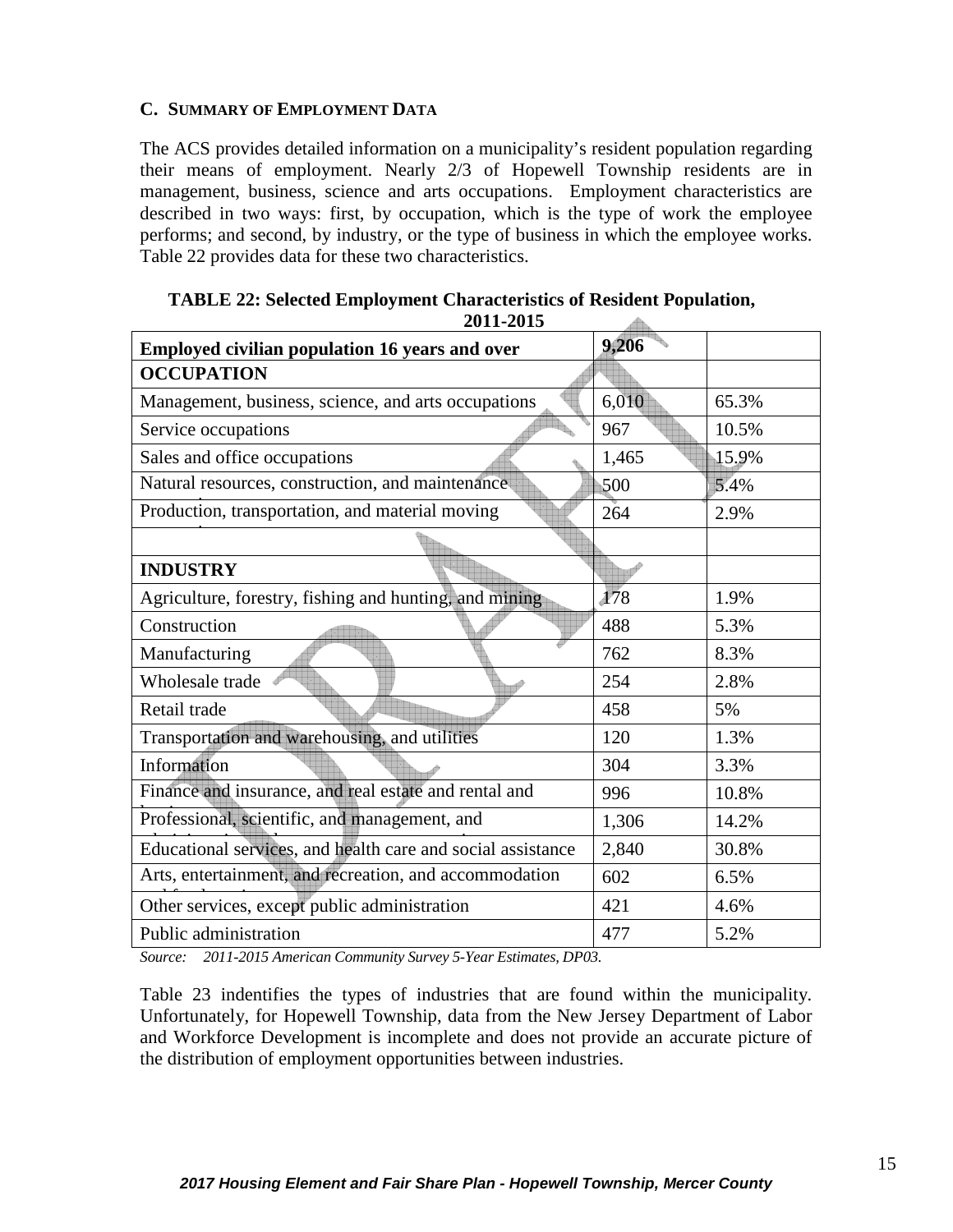## C. Summary of Employment Data

The ACS provides detailed information on a municipality's resident population regarding their means of employment. Nearly 2/3 of Hopewell Township residents are in management, business, science and arts occupations. Employment characteristics are described in two ways: first, by occupation, which is the type of work the employee performs; and second, by industry, or the type of business in which the employee works. Table 22 provides data for these two characteristics.

**TABLE 22: Selected Employment Characteristics of Resident Population, 2011-2015**

| **Employed civilian population 16 years and over** | **9,206** | |
|---|---|---|
| **OCCUPATION** | | |
| Management, business, science, and arts occupations | 6,010 | 65.3% |
| Service occupations | 967 | 10.5% |
| Sales and office occupations | 1,465 | 15.9% |
| Natural resources, construction, and maintenance | 500 | 5.4% |
| Production, transportation, and material moving | 264 | 2.9% |
| | | |
| **INDUSTRY** | | |
| Agriculture, forestry, fishing and hunting, and mining | 178 | 1.9% |
| Construction | 488 | 5.3% |
| Manufacturing | 762 | 8.3% |
| Wholesale trade | 254 | 2.8% |
| Retail trade | 458 | 5% |
| Transportation and warehousing, and utilities | 120 | 1.3% |
| Information | 304 | 3.3% |
| Finance and insurance, and real estate and rental and | 996 | 10.8% |
| Professional, scientific, and management, and | 1,306 | 14.2% |
| Educational services, and health care and social assistance | 2,840 | 30.8% |
| Arts, entertainment, and recreation, and accommodation | 602 | 6.5% |
| Other services, except public administration | 421 | 4.6% |
| Public administration | 477 | 5.2% |

*Source: 2011-2015 American Community Survey 5-Year Estimates, DP03.*

Table 23 indentifies the types of industries that are found within the municipality. Unfortunately, for Hopewell Township, data from the New Jersey Department of Labor and Workforce Development is incomplete and does not provide an accurate picture of the distribution of employment opportunities between industries.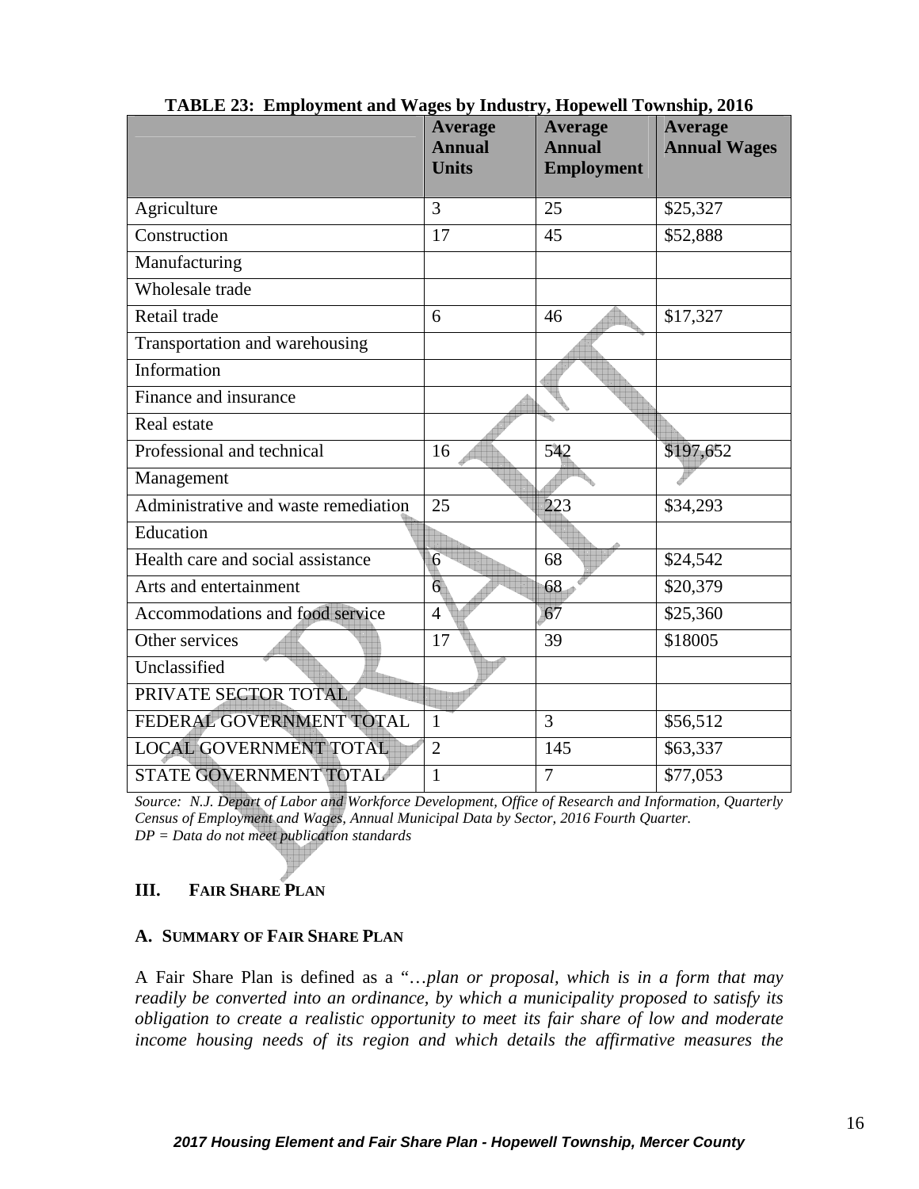**TABLE 23: Employment and Wages by Industry, Hopewell Township, 2016**

| | Average Annual Units | Average Annual Employment | Average Annual Wages |
|---|---|---|---|
| Agriculture | 3 | 25 | $25,327 |
| Construction | 17 | 45 | $52,888 |
| Manufacturing | | | |
| Wholesale trade | | | |
| Retail trade | 6 | 46 | $17,327 |
| Transportation and warehousing | | | |
| Information | | | |
| Finance and insurance | | | |
| Real estate | | | |
| Professional and technical | 16 | 542 | $197,652 |
| Management | | | |
| Administrative and waste remediation | 25 | 223 | $34,293 |
| Education | | | |
| Health care and social assistance | 6 | 68 | $24,542 |
| Arts and entertainment | 6 | 68 | $20,379 |
| Accommodations and food service | 4 | 67 | $25,360 |
| Other services | 17 | 39 | $18005 |
| Unclassified | | | |
| PRIVATE SECTOR TOTAL | | | |
| FEDERAL GOVERNMENT TOTAL | 1 | 3 | $56,512 |
| LOCAL GOVERNMENT TOTAL | 2 | 145 | $63,337 |
| STATE GOVERNMENT TOTAL | 1 | 7 | $77,053 |

*Source: N.J. Depart of Labor and Workforce Development, Office of Research and Information, Quarterly Census of Employment and Wages, Annual Municipal Data by Sector, 2016 Fourth Quarter.*
*DP = Data do not meet publication standards*

## III. FAIR SHARE PLAN

### A. SUMMARY OF FAIR SHARE PLAN

A Fair Share Plan is defined as a "*…plan or proposal, which is in a form that may readily be converted into an ordinance, by which a municipality proposed to satisfy its obligation to create a realistic opportunity to meet its fair share of low and moderate income housing needs of its region and which details the affirmative measures the*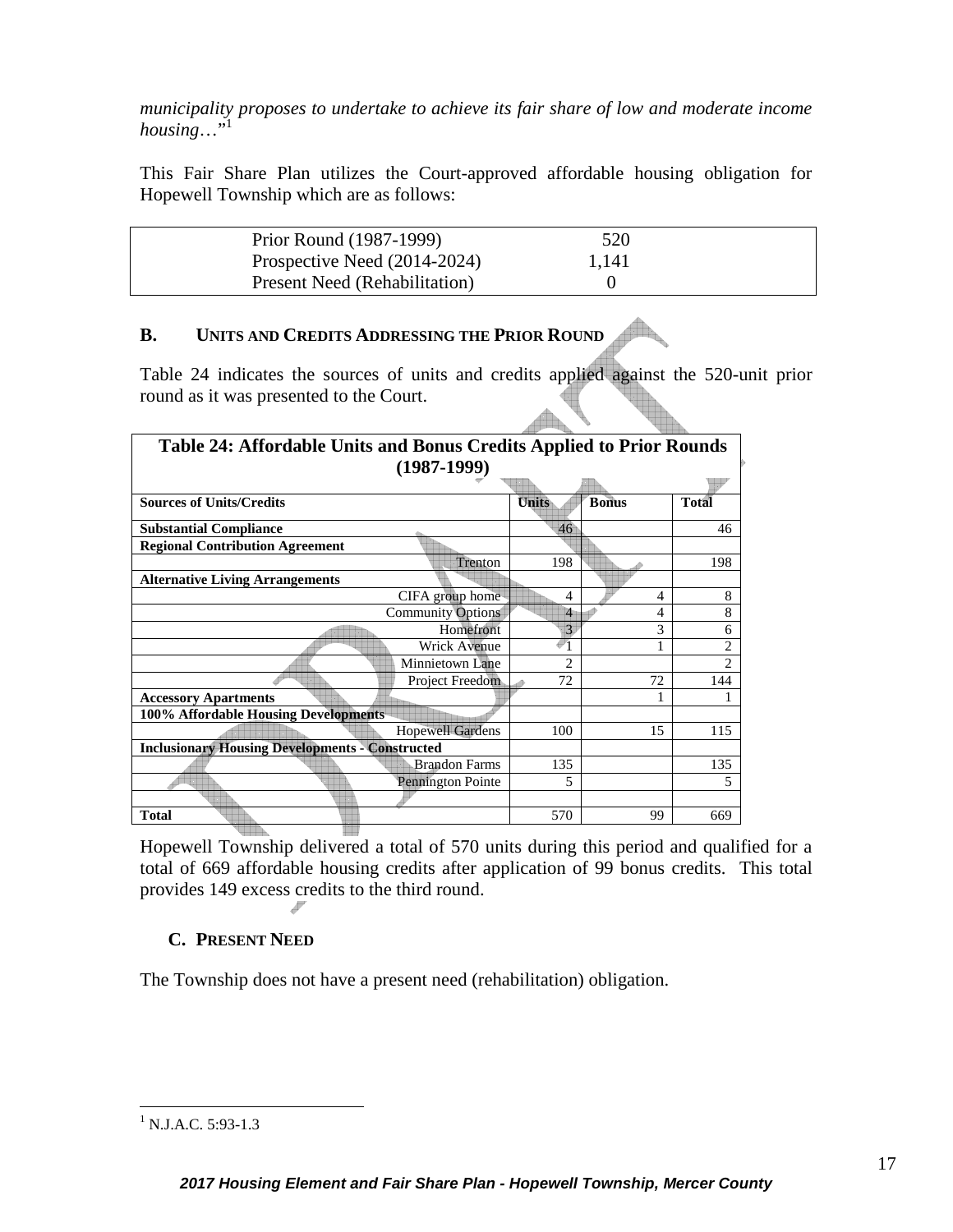*municipality proposes to undertake to achieve its fair share of low and moderate income housing…*"[1]

This Fair Share Plan utilizes the Court-approved affordable housing obligation for Hopewell Township which are as follows:

| | |
|---|---|
| Prior Round (1987-1999) | 520 |
| Prospective Need (2014-2024) | 1,141 |
| Present Need (Rehabilitation) | 0 |

### B. UNITS AND CREDITS ADDRESSING THE PRIOR ROUND

Table 24 indicates the sources of units and credits applied against the 520-unit prior round as it was presented to the Court.

**Table 24: Affordable Units and Bonus Credits Applied to Prior Rounds (1987-1999)**

| Sources of Units/Credits | Units | Bonus | Total |
|---|---|---|---|
| **Substantial Compliance** | 46 | | 46 |
| **Regional Contribution Agreement** | | | |
| Trenton | 198 | | 198 |
| **Alternative Living Arrangements** | | | |
| CIFA group home | 4 | 4 | 8 |
| Community Options | 4 | 4 | 8 |
| Homefront | 3 | 3 | 6 |
| Wrick Avenue | 1 | 1 | 2 |
| Minnietown Lane | 2 | | 2 |
| Project Freedom | 72 | 72 | 144 |
| **Accessory Apartments** | | 1 | 1 |
| **100% Affordable Housing Developments** | | | |
| Hopewell Gardens | 100 | 15 | 115 |
| **Inclusionary Housing Developments - Constructed** | | | |
| Brandon Farms | 135 | | 135 |
| Pennington Pointe | 5 | | 5 |
| | | | |
| **Total** | 570 | 99 | 669 |

Hopewell Township delivered a total of 570 units during this period and qualified for a total of 669 affordable housing credits after application of 99 bonus credits. This total provides 149 excess credits to the third round.

### C. PRESENT NEED

The Township does not have a present need (rehabilitation) obligation.

---

[1] N.J.A.C. 5:93-1.3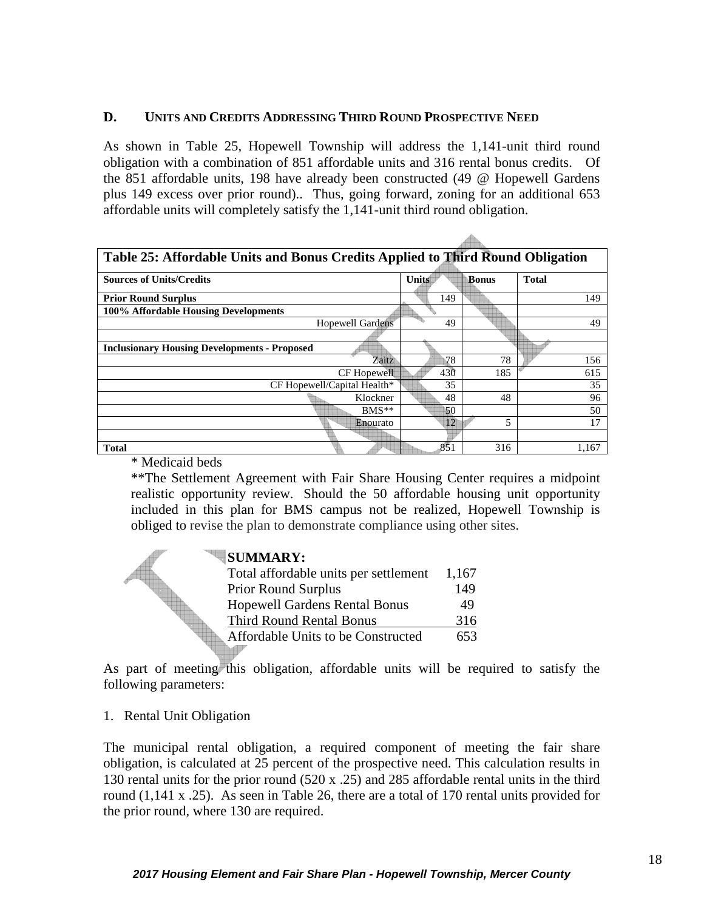### D. Units and Credits Addressing Third Round Prospective Need

As shown in Table 25, Hopewell Township will address the 1,141-unit third round obligation with a combination of 851 affordable units and 316 rental bonus credits. Of the 851 affordable units, 198 have already been constructed (49 @ Hopewell Gardens plus 149 excess over prior round).. Thus, going forward, zoning for an additional 653 affordable units will completely satisfy the 1,141-unit third round obligation.

**Table 25: Affordable Units and Bonus Credits Applied to Third Round Obligation**

| Sources of Units/Credits | Units | Bonus | Total |
|---|---|---|---|
| **Prior Round Surplus** | 149 | | 149 |
| **100% Affordable Housing Developments** | | | |
| Hopewell Gardens | 49 | | 49 |
| | | | |
| **Inclusionary Housing Developments - Proposed** | | | |
| Zaitz | 78 | 78 | 156 |
| CF Hopewell | 430 | 185 | 615 |
| CF Hopewell/Capital Health* | 35 | | 35 |
| Klockner | 48 | 48 | 96 |
| BMS** | 50 | | 50 |
| Enourato | 12 | 5 | 17 |
| | | | |
| **Total** | 851 | 316 | 1,167 |

\* Medicaid beds

**The Settlement Agreement with Fair Share Housing Center requires a midpoint realistic opportunity review. Should the 50 affordable housing unit opportunity included in this plan for BMS campus not be realized, Hopewell Township is obliged to revise the plan to demonstrate compliance using other sites.

**SUMMARY:**

| | |
|---|---|
| Total affordable units per settlement | 1,167 |
| Prior Round Surplus | 149 |
| Hopewell Gardens Rental Bonus | 49 |
| Third Round Rental Bonus | 316 |
| Affordable Units to be Constructed | 653 |

As part of meeting this obligation, affordable units will be required to satisfy the following parameters:

1. Rental Unit Obligation

The municipal rental obligation, a required component of meeting the fair share obligation, is calculated at 25 percent of the prospective need. This calculation results in 130 rental units for the prior round (520 x .25) and 285 affordable rental units in the third round (1,141 x .25). As seen in Table 26, there are a total of 170 rental units provided for the prior round, where 130 are required.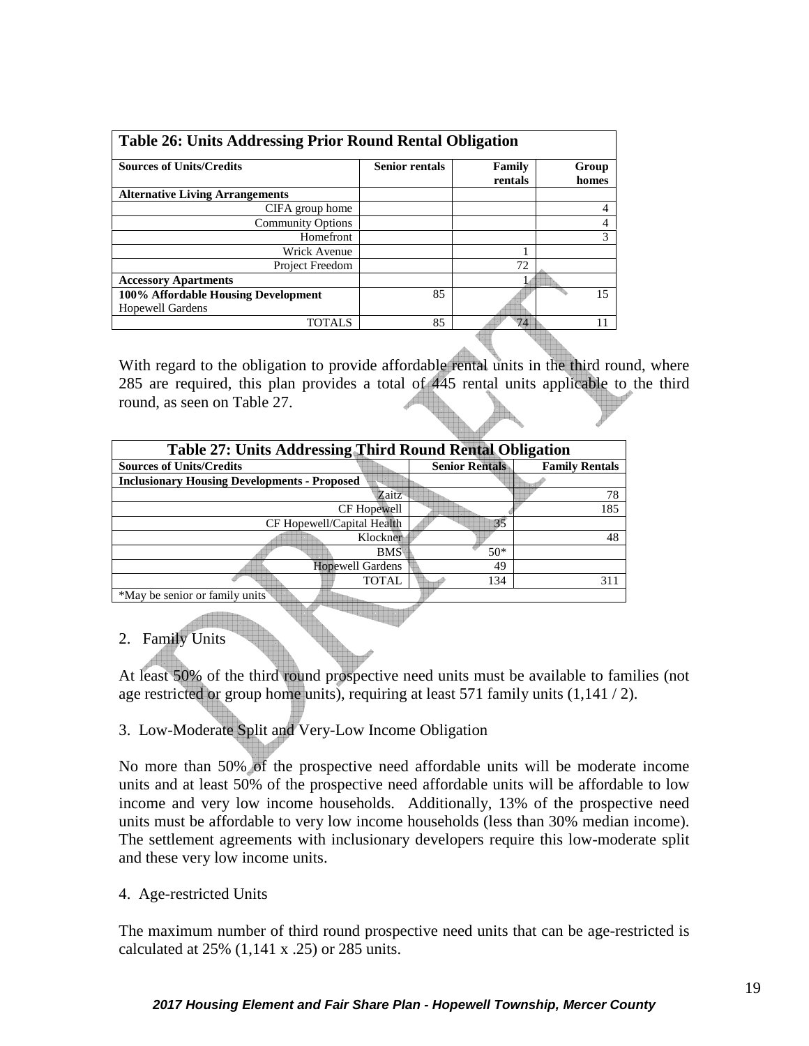| Table 26: Units Addressing Prior Round Rental Obligation | | | |
|---|---|---|---|
| **Sources of Units/Credits** | **Senior rentals** | **Family rentals** | **Group homes** |
| **Alternative Living Arrangements** | | | |
| CIFA group home | | | 4 |
| Community Options | | | 4 |
| Homefront | | | 3 |
| Wrick Avenue | | 1 | |
| Project Freedom | | 72 | |
| **Accessory Apartments** | | 1 | |
| **100% Affordable Housing Development** Hopewell Gardens | 85 | | 15 |
| TOTALS | 85 | 74 | 11 |

With regard to the obligation to provide affordable rental units in the third round, where 285 are required, this plan provides a total of 445 rental units applicable to the third round, as seen on Table 27.

| Table 27: Units Addressing Third Round Rental Obligation | | |
|---|---|---|
| **Sources of Units/Credits** | **Senior Rentals** | **Family Rentals** |
| **Inclusionary Housing Developments - Proposed** | | |
| Zaitz | | 78 |
| CF Hopewell | | 185 |
| CF Hopewell/Capital Health | 35 | |
| Klockner | | 48 |
| BMS | 50* | |
| Hopewell Gardens | 49 | |
| TOTAL | 134 | 311 |
| *May be senior or family units | | |

2. Family Units

At least 50% of the third round prospective need units must be available to families (not age restricted or group home units), requiring at least 571 family units (1,141 / 2).

3. Low-Moderate Split and Very-Low Income Obligation

No more than 50% of the prospective need affordable units will be moderate income units and at least 50% of the prospective need affordable units will be affordable to low income and very low income households. Additionally, 13% of the prospective need units must be affordable to very low income households (less than 30% median income). The settlement agreements with inclusionary developers require this low-moderate split and these very low income units.

4. Age-restricted Units

The maximum number of third round prospective need units that can be age-restricted is calculated at 25% (1,141 x .25) or 285 units.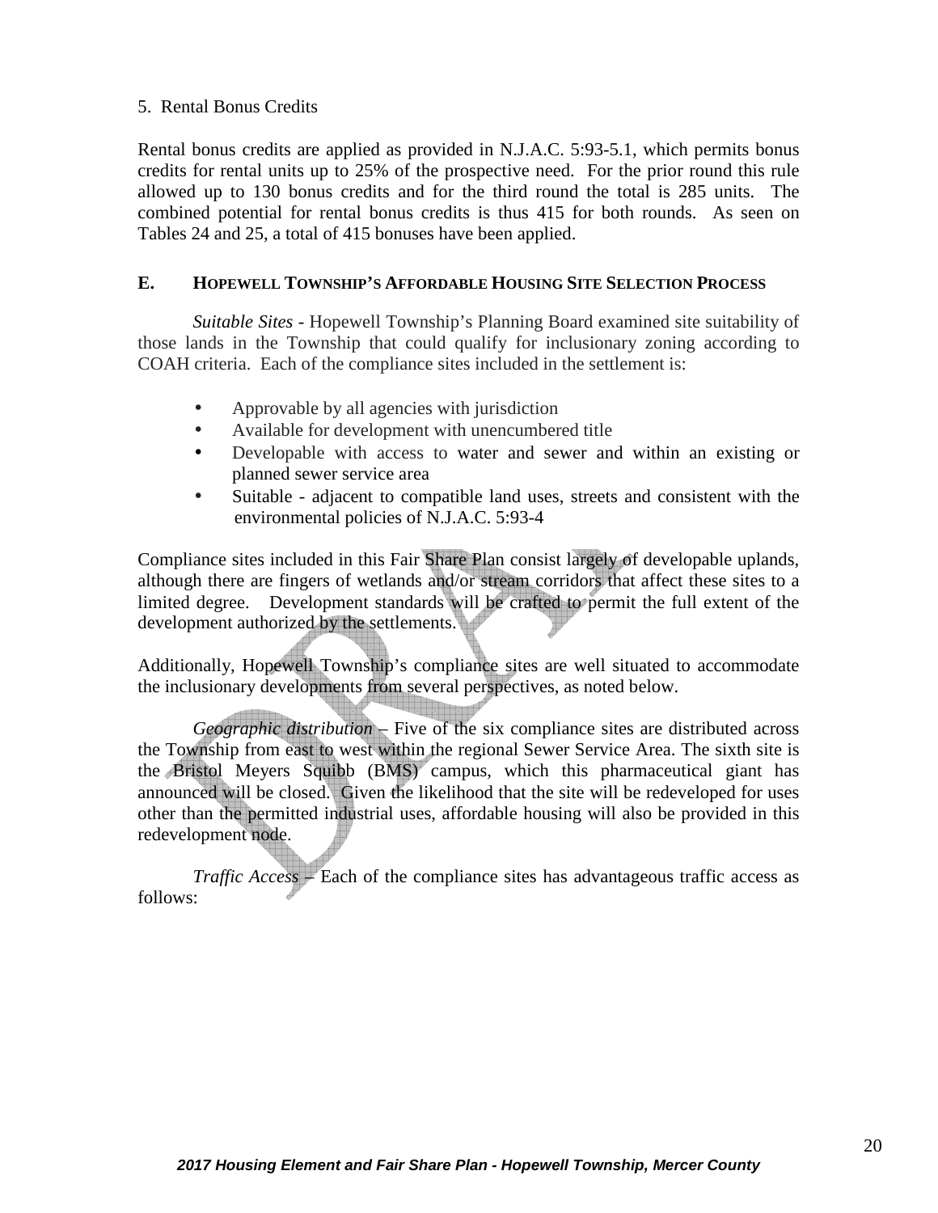5. Rental Bonus Credits

Rental bonus credits are applied as provided in N.J.A.C. 5:93-5.1, which permits bonus credits for rental units up to 25% of the prospective need. For the prior round this rule allowed up to 130 bonus credits and for the third round the total is 285 units. The combined potential for rental bonus credits is thus 415 for both rounds. As seen on Tables 24 and 25, a total of 415 bonuses have been applied.

## E. HOPEWELL TOWNSHIP'S AFFORDABLE HOUSING SITE SELECTION PROCESS

*Suitable Sites* - Hopewell Township's Planning Board examined site suitability of those lands in the Township that could qualify for inclusionary zoning according to COAH criteria. Each of the compliance sites included in the settlement is:

- Approvable by all agencies with jurisdiction
- Available for development with unencumbered title
- Developable with access to water and sewer and within an existing or planned sewer service area
- Suitable - adjacent to compatible land uses, streets and consistent with the environmental policies of N.J.A.C. 5:93-4

Compliance sites included in this Fair Share Plan consist largely of developable uplands, although there are fingers of wetlands and/or stream corridors that affect these sites to a limited degree. Development standards will be crafted to permit the full extent of the development authorized by the settlements.

Additionally, Hopewell Township's compliance sites are well situated to accommodate the inclusionary developments from several perspectives, as noted below.

*Geographic distribution* – Five of the six compliance sites are distributed across the Township from east to west within the regional Sewer Service Area. The sixth site is the Bristol Meyers Squibb (BMS) campus, which this pharmaceutical giant has announced will be closed. Given the likelihood that the site will be redeveloped for uses other than the permitted industrial uses, affordable housing will also be provided in this redevelopment node.

*Traffic Access* – Each of the compliance sites has advantageous traffic access as follows: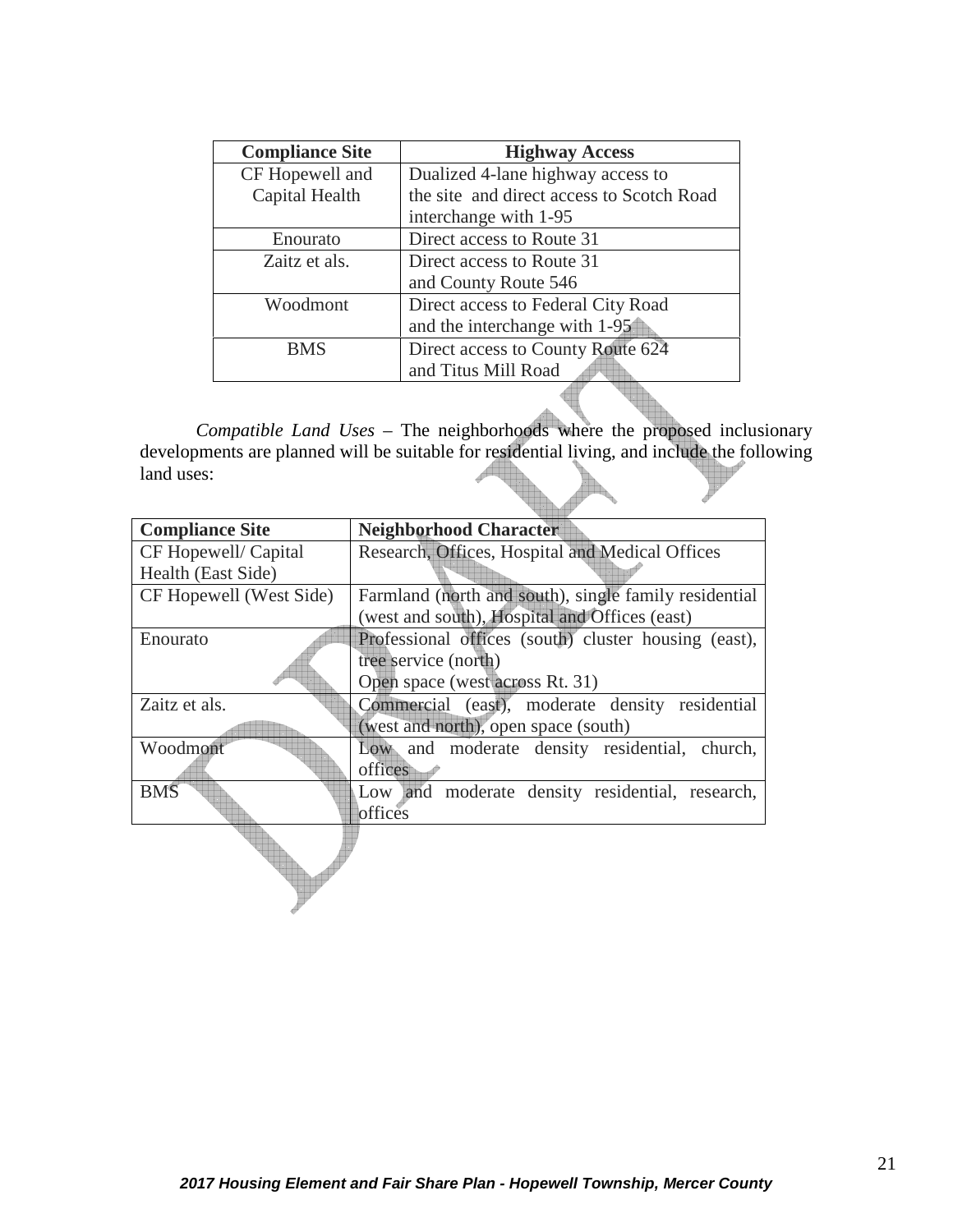| Compliance Site | Highway Access |
|---|---|
| CF Hopewell and Capital Health | Dualized 4-lane highway access to the site and direct access to Scotch Road interchange with 1-95 |
| Enourato | Direct access to Route 31 |
| Zaitz et als. | Direct access to Route 31 and County Route 546 |
| Woodmont | Direct access to Federal City Road and the interchange with 1-95 |
| BMS | Direct access to County Route 624 and Titus Mill Road |

*Compatible Land Uses* – The neighborhoods where the proposed inclusionary developments are planned will be suitable for residential living, and include the following land uses:

| Compliance Site | Neighborhood Character |
|---|---|
| CF Hopewell/ Capital Health (East Side) | Research, Offices, Hospital and Medical Offices |
| CF Hopewell (West Side) | Farmland (north and south), single family residential (west and south), Hospital and Offices (east) |
| Enourato | Professional offices (south) cluster housing (east), tree service (north) Open space (west across Rt. 31) |
| Zaitz et als. | Commercial (east), moderate density residential (west and north), open space (south) |
| Woodmont | Low and moderate density residential, church, offices |
| BMS | Low and moderate density residential, research, offices |